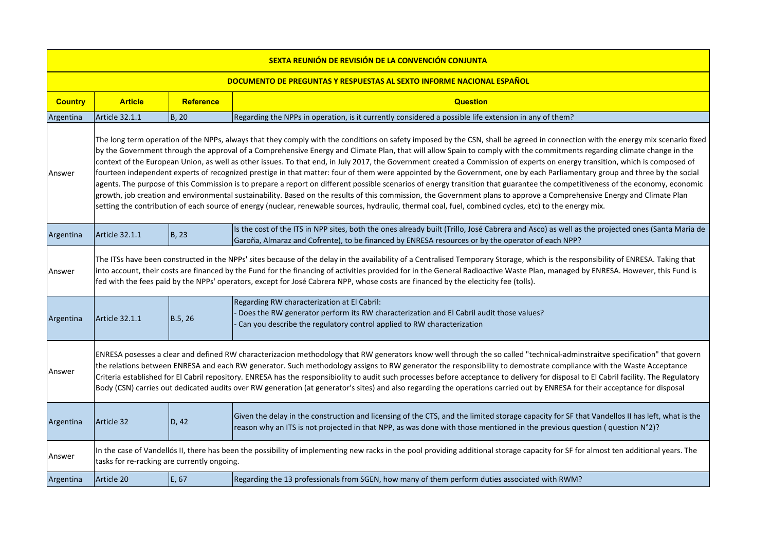| SEXTA REUNIÓN DE REVISIÓN DE LA CONVENCIÓN CONJUNTA | | | |
|---|---|---|---|
| **DOCUMENTO DE PREGUNTAS Y RESPUESTAS AL SEXTO INFORME NACIONAL ESPAÑOL** | | | |
| **Country** | **Article** | **Reference** | **Question** |
| Argentina | Article 32.1.1 | B, 20 | Regarding the NPPs in operation, is it currently considered a possible life extension in any of them? |
| Answer | The long term operation of the NPPs, always that they comply with the conditions on safety imposed by the CSN, shall be agreed in connection with the energy mix scenario fixed by the Government through the approval of a Comprehensive Energy and Climate Plan, that will allow Spain to comply with the commitments regarding climate change in the context of the European Union, as well as other issues. To that end, in July 2017, the Government created a Commission of experts on energy transition, which is composed of fourteen independent experts of recognized prestige in that matter: four of them were appointed by the Government, one by each Parliamentary group and three by the social agents. The purpose of this Commission is to prepare a report on different possible scenarios of energy transition that guarantee the competitiveness of the economy, economic growth, job creation and environmental sustainability. Based on the results of this commission, the Government plans to approve a Comprehensive Energy and Climate Plan setting the contribution of each source of energy (nuclear, renewable sources, hydraulic, thermal coal, fuel, combined cycles, etc) to the energy mix. | | |
| Argentina | Article 32.1.1 | B, 23 | Is the cost of the ITS in NPP sites, both the ones already built (Trillo, José Cabrera and Asco) as well as the projected ones (Santa Maria de Garoña, Almaraz and Cofrente), to be financed by ENRESA resources or by the operator of each NPP? |
| Answer | The ITSs have been constructed in the NPPs' sites because of the delay in the availability of a Centralised Temporary Storage, which is the responsibility of ENRESA. Taking that into account, their costs are financed by the Fund for the financing of activities provided for in the General Radioactive Waste Plan, managed by ENRESA. However, this Fund is fed with the fees paid by the NPPs' operators, except for José Cabrera NPP, whose costs are financed by the electicity fee (tolls). | | |
| Argentina | Article 32.1.1 | B.5, 26 | Regarding RW characterization at El Cabril:<br>- Does the RW generator perform its RW characterization and El Cabril audit those values?<br>- Can you describe the regulatory control applied to RW characterization |
| Answer | ENRESA posesses a clear and defined RW characterizacion methodology that RW generators know well through the so called "technical-adminstraitve specification" that govern the relations between ENRESA and each RW generator. Such methodology assigns to RW generator the responsibility to demostrate compliance with the Waste Acceptance Criteria established for El Cabril repository. ENRESA has the responsibiolity to audit such processes before acceptance to delivery for disposal to El Cabril facility. The Regulatory Body (CSN) carries out dedicated audits over RW generation (at generator's sites) and also regarding the operations carried out by ENRESA for their acceptance for disposal | | |
| Argentina | Article 32 | D, 42 | Given the delay in the construction and licensing of the CTS, and the limited storage capacity for SF that Vandellos II has left, what is the reason why an ITS is not projected in that NPP, as was done with those mentioned in the previous question ( question N°2)? |
| Answer | In the case of Vandellós II, there has been the possibility of implementing new racks in the pool providing additional storage capacity for SF for almost ten additional years. The tasks for re-racking are currently ongoing. | | |
| Argentina | Article 20 | E, 67 | Regarding the 13 professionals from SGEN, how many of them perform duties associated with RWM? |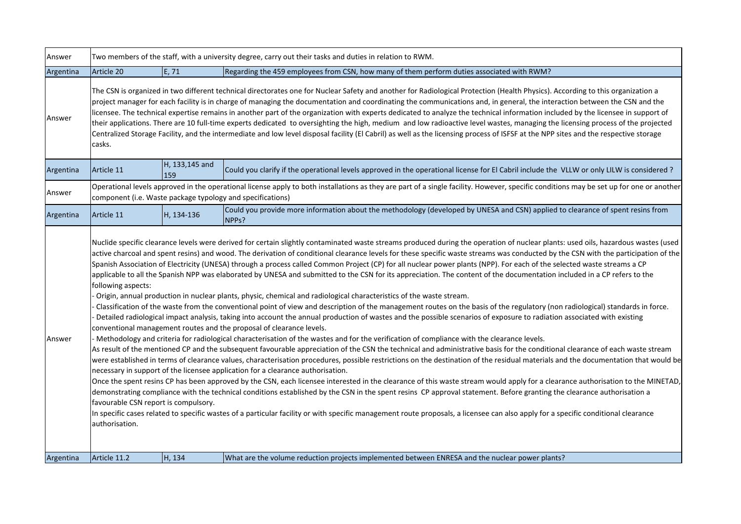| | | | |
|---|---|---|---|
| Answer | Two members of the staff, with a university degree, carry out their tasks and duties in relation to RWM. | | |
| Argentina | Article 20 | E, 71 | Regarding the 459 employees from CSN, how many of them perform duties associated with RWM? |
| Answer | The CSN is organized in two different technical directorates one for Nuclear Safety and another for Radiological Protection (Health Physics). According to this organization a project manager for each facility is in charge of managing the documentation and coordinating the communications and, in general, the interaction between the CSN and the licensee. The technical expertise remains in another part of the organization with experts dedicated to analyze the technical information included by the licensee in support of their applications. There are 10 full-time experts dedicated to oversighting the high, medium and low radioactive level wastes, managing the licensing process of the projected Centralized Storage Facility, and the intermediate and low level disposal facility (El Cabril) as well as the licensing process of ISFSF at the NPP sites and the respective storage casks. | | |
| Argentina | Article 11 | H, 133,145 and 159 | Could you clarify if the operational levels approved in the operational license for El Cabril include the VLLW or only LILW is considered ? |
| Answer | Operational levels approved in the operational license apply to both installations as they are part of a single facility. However, specific conditions may be set up for one or another component (i.e. Waste package typology and specifications) | | |
| Argentina | Article 11 | H, 134-136 | Could you provide more information about the methodology (developed by UNESA and CSN) applied to clearance of spent resins from NPPs? |
| Answer | Nuclide specific clearance levels were derived for certain slightly contaminated waste streams produced during the operation of nuclear plants: used oils, hazardous wastes (used active charcoal and spent resins) and wood. The derivation of conditional clearance levels for these specific waste streams was conducted by the CSN with the participation of the Spanish Association of Electricity (UNESA) through a process called Common Project (CP) for all nuclear power plants (NPP). For each of the selected waste streams a CP applicable to all the Spanish NPP was elaborated by UNESA and submitted to the CSN for its appreciation. The content of the documentation included in a CP refers to the following aspects:<br>- Origin, annual production in nuclear plants, physic, chemical and radiological characteristics of the waste stream.<br>- Classification of the waste from the conventional point of view and description of the management routes on the basis of the regulatory (non radiological) standards in force.<br>- Detailed radiological impact analysis, taking into account the annual production of wastes and the possible scenarios of exposure to radiation associated with existing conventional management routes and the proposal of clearance levels.<br>- Methodology and criteria for radiological characterisation of the wastes and for the verification of compliance with the clearance levels.<br>As result of the mentioned CP and the subsequent favourable appreciation of the CSN the technical and administrative basis for the conditional clearance of each waste stream were established in terms of clearance values, characterisation procedures, possible restrictions on the destination of the residual materials and the documentation that would be necessary in support of the licensee application for a clearance authorisation.<br>Once the spent resins CP has been approved by the CSN, each licensee interested in the clearance of this waste stream would apply for a clearance authorisation to the MINETAD, demonstrating compliance with the technical conditions established by the CSN in the spent resins CP approval statement. Before granting the clearance authorisation a favourable CSN report is compulsory.<br>In specific cases related to specific wastes of a particular facility or with specific management route proposals, a licensee can also apply for a specific conditional clearance authorisation. | | |
| Argentina | Article 11.2 | H, 134 | What are the volume reduction projects implemented between ENRESA and the nuclear power plants? |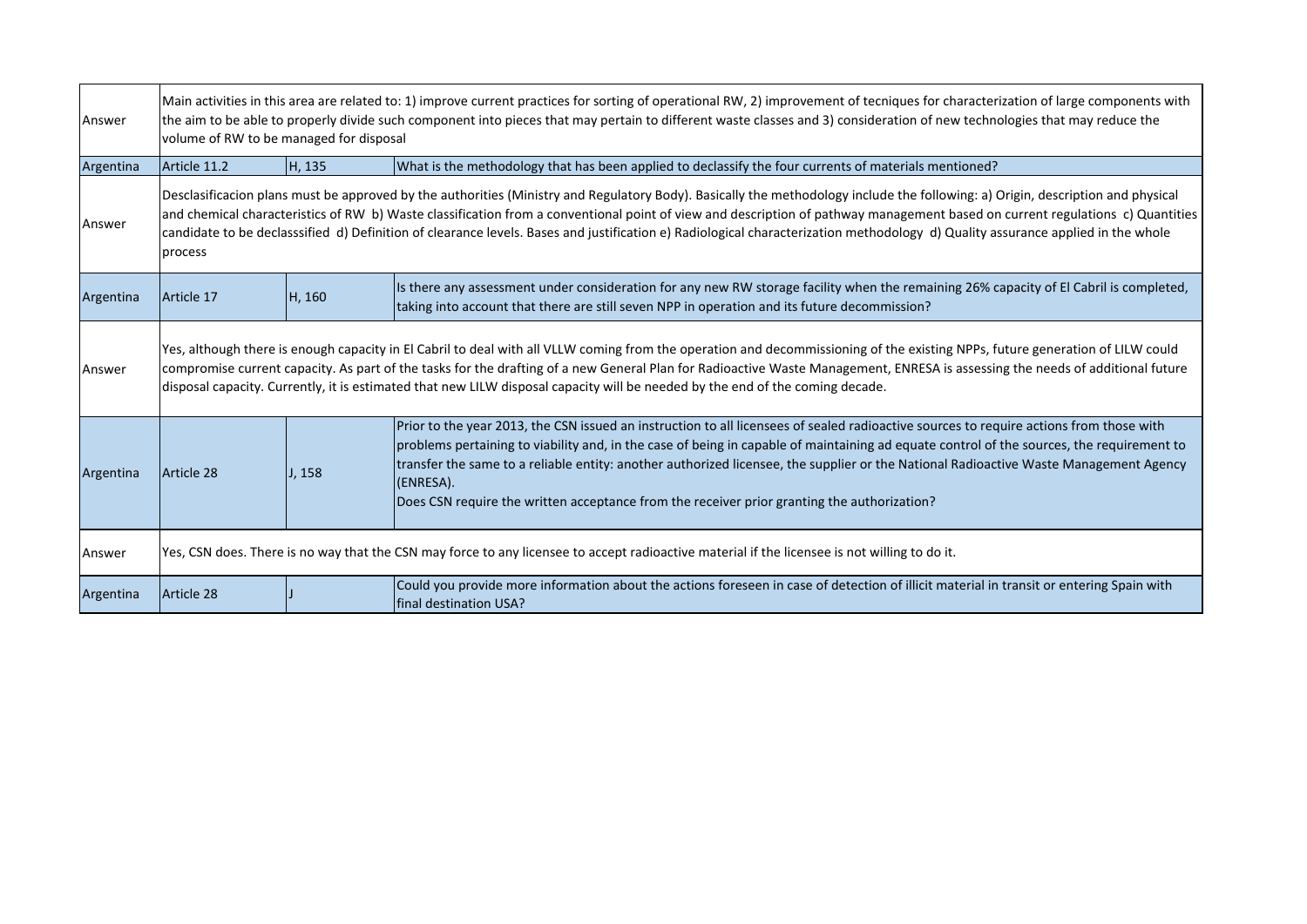| | | | |
|---|---|---|---|
| Answer | Main activities in this area are related to: 1) improve current practices for sorting of operational RW, 2) improvement of tecniques for characterization of large components with the aim to be able to properly divide such component into pieces that may pertain to different waste classes and 3) consideration of new technologies that may reduce the volume of RW to be managed for disposal | | |
| Argentina | Article 11.2 | H, 135 | What is the methodology that has been applied to declassify the four currents of materials mentioned? |
| Answer | Desclasificacion plans must be approved by the authorities (Ministry and Regulatory Body). Basically the methodology include the following: a) Origin, description and physical and chemical characteristics of RW b) Waste classification from a conventional point of view and description of pathway management based on current regulations c) Quantities candidate to be declasssified d) Definition of clearance levels. Bases and justification e) Radiological characterization methodology d) Quality assurance applied in the whole process | | |
| Argentina | Article 17 | H, 160 | Is there any assessment under consideration for any new RW storage facility when the remaining 26% capacity of El Cabril is completed, taking into account that there are still seven NPP in operation and its future decommission? |
| Answer | Yes, although there is enough capacity in El Cabril to deal with all VLLW coming from the operation and decommissioning of the existing NPPs, future generation of LILW could compromise current capacity. As part of the tasks for the drafting of a new General Plan for Radioactive Waste Management, ENRESA is assessing the needs of additional future disposal capacity. Currently, it is estimated that new LILW disposal capacity will be needed by the end of the coming decade. | | |
| Argentina | Article 28 | J, 158 | Prior to the year 2013, the CSN issued an instruction to all licensees of sealed radioactive sources to require actions from those with problems pertaining to viability and, in the case of being in capable of maintaining ad equate control of the sources, the requirement to transfer the same to a reliable entity: another authorized licensee, the supplier or the National Radioactive Waste Management Agency (ENRESA).<br>Does CSN require the written acceptance from the receiver prior granting the authorization? |
| Answer | Yes, CSN does. There is no way that the CSN may force to any licensee to accept radioactive material if the licensee is not willing to do it. | | |
| Argentina | Article 28 | J | Could you provide more information about the actions foreseen in case of detection of illicit material in transit or entering Spain with final destination USA? |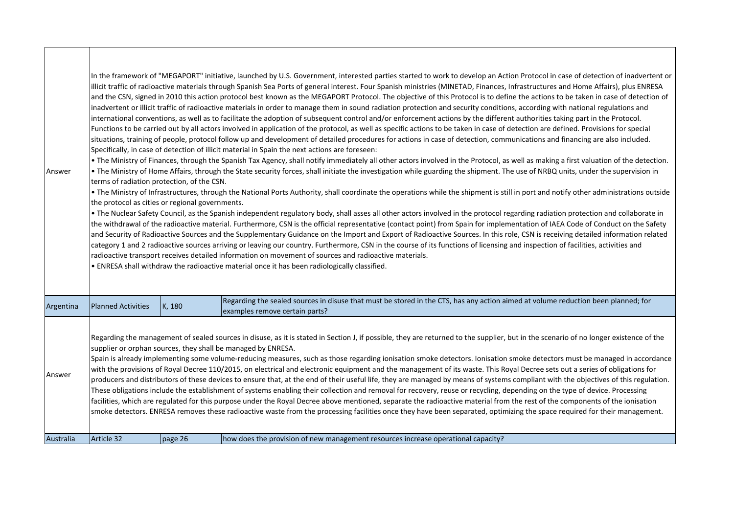| | | | |
|---|---|---|---|
| Answer | In the framework of "MEGAPORT" initiative, launched by U.S. Government, interested parties started to work to develop an Action Protocol in case of detection of inadvertent or illicit traffic of radioactive materials through Spanish Sea Ports of general interest. Four Spanish ministries (MINETAD, Finances, Infrastructures and Home Affairs), plus ENRESA and the CSN, signed in 2010 this action protocol best known as the MEGAPORT Protocol. The objective of this Protocol is to define the actions to be taken in case of detection of inadvertent or illicit traffic of radioactive materials in order to manage them in sound radiation protection and security conditions, according with national regulations and international conventions, as well as to facilitate the adoption of subsequent control and/or enforcement actions by the different authorities taking part in the Protocol. Functions to be carried out by all actors involved in application of the protocol, as well as specific actions to be taken in case of detection are defined. Provisions for special situations, training of people, protocol follow up and development of detailed procedures for actions in case of detection, communications and financing are also included. Specifically, in case of detection of illicit material in Spain the next actions are foreseen:<br>• The Ministry of Finances, through the Spanish Tax Agency, shall notify immediately all other actors involved in the Protocol, as well as making a first valuation of the detection.<br>• The Ministry of Home Affairs, through the State security forces, shall initiate the investigation while guarding the shipment. The use of NRBQ units, under the supervision in terms of radiation protection, of the CSN.<br>• The Ministry of Infrastructures, through the National Ports Authority, shall coordinate the operations while the shipment is still in port and notify other administrations outside the protocol as cities or regional governments.<br>• The Nuclear Safety Council, as the Spanish independent regulatory body, shall asses all other actors involved in the protocol regarding radiation protection and collaborate in the withdrawal of the radioactive material. Furthermore, CSN is the official representative (contact point) from Spain for implementation of IAEA Code of Conduct on the Safety and Security of Radioactive Sources and the Supplementary Guidance on the Import and Export of Radioactive Sources. In this role, CSN is receiving detailed information related category 1 and 2 radioactive sources arriving or leaving our country. Furthermore, CSN in the course of its functions of licensing and inspection of facilities, activities and radioactive transport receives detailed information on movement of sources and radioactive materials.<br>• ENRESA shall withdraw the radioactive material once it has been radiologically classified. | | |
| Argentina | Planned Activities | K, 180 | Regarding the sealed sources in disuse that must be stored in the CTS, has any action aimed at volume reduction been planned; for examples remove certain parts? |
| Answer | Regarding the management of sealed sources in disuse, as it is stated in Section J, if possible, they are returned to the supplier, but in the scenario of no longer existence of the supplier or orphan sources, they shall be managed by ENRESA.<br>Spain is already implementing some volume-reducing measures, such as those regarding ionisation smoke detectors. Ionisation smoke detectors must be managed in accordance with the provisions of Royal Decree 110/2015, on electrical and electronic equipment and the management of its waste. This Royal Decree sets out a series of obligations for producers and distributors of these devices to ensure that, at the end of their useful life, they are managed by means of systems compliant with the objectives of this regulation. These obligations include the establishment of systems enabling their collection and removal for recovery, reuse or recycling, depending on the type of device. Processing facilities, which are regulated for this purpose under the Royal Decree above mentioned, separate the radioactive material from the rest of the components of the ionisation smoke detectors. ENRESA removes these radioactive waste from the processing facilities once they have been separated, optimizing the space required for their management. | | |
| Australia | Article 32 | page 26 | how does the provision of new management resources increase operational capacity? |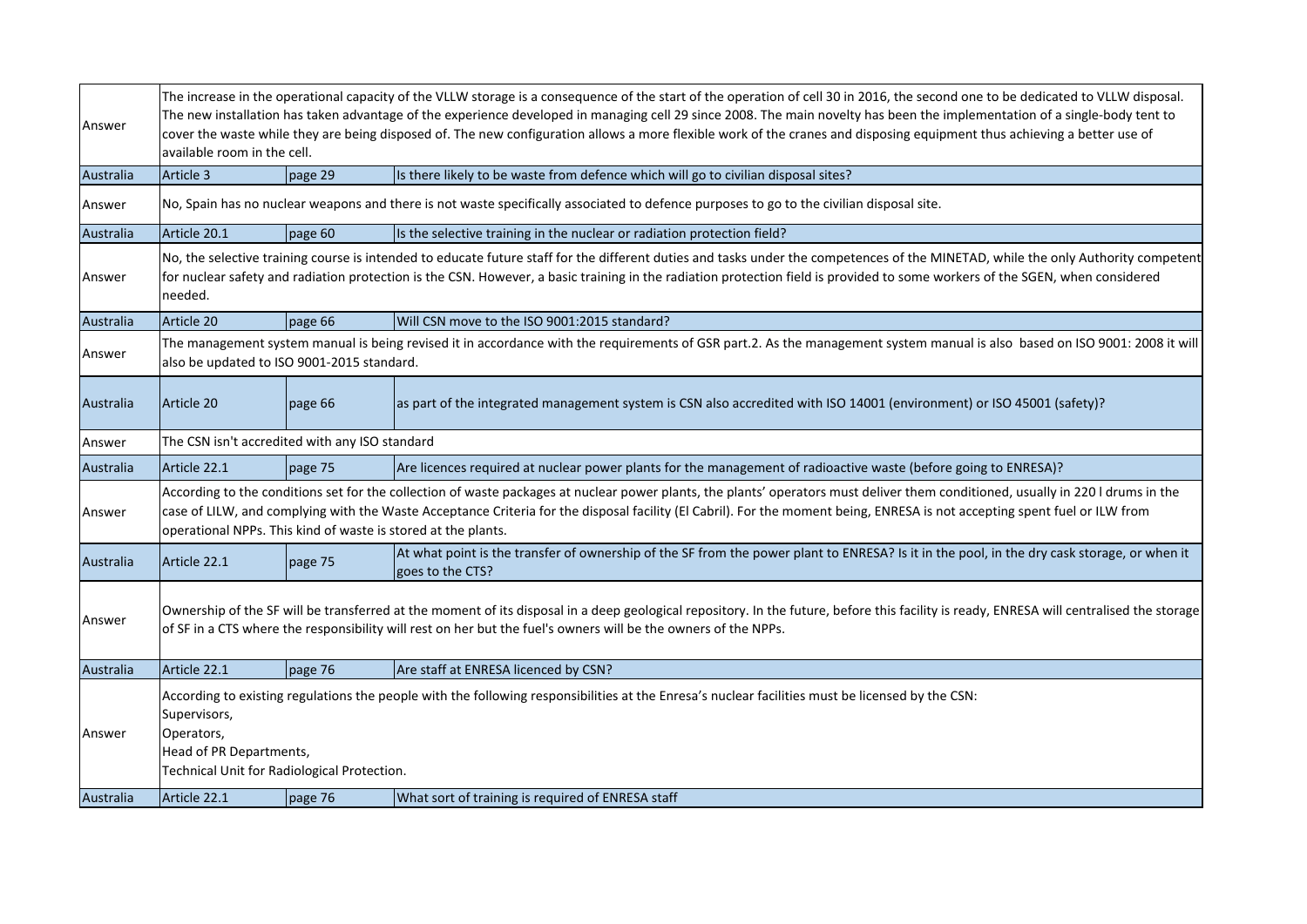| | | | |
|---|---|---|---|
| Answer | The increase in the operational capacity of the VLLW storage is a consequence of the start of the operation of cell 30 in 2016, the second one to be dedicated to VLLW disposal. The new installation has taken advantage of the experience developed in managing cell 29 since 2008. The main novelty has been the implementation of a single-body tent to cover the waste while they are being disposed of. The new configuration allows a more flexible work of the cranes and disposing equipment thus achieving a better use of available room in the cell. | | |
| Australia | Article 3 | page 29 | Is there likely to be waste from defence which will go to civilian disposal sites? |
| Answer | No, Spain has no nuclear weapons and there is not waste specifically associated to defence purposes to go to the civilian disposal site. | | |
| Australia | Article 20.1 | page 60 | Is the selective training in the nuclear or radiation protection field? |
| Answer | No, the selective training course is intended to educate future staff for the different duties and tasks under the competences of the MINETAD, while the only Authority competent for nuclear safety and radiation protection is the CSN. However, a basic training in the radiation protection field is provided to some workers of the SGEN, when considered needed. | | |
| Australia | Article 20 | page 66 | Will CSN move to the ISO 9001:2015 standard? |
| Answer | The management system manual is being revised it in accordance with the requirements of GSR part.2. As the management system manual is also based on ISO 9001: 2008 it will also be updated to ISO 9001-2015 standard. | | |
| Australia | Article 20 | page 66 | as part of the integrated management system is CSN also accredited with ISO 14001 (environment) or ISO 45001 (safety)? |
| Answer | The CSN isn't accredited with any ISO standard | | |
| Australia | Article 22.1 | page 75 | Are licences required at nuclear power plants for the management of radioactive waste (before going to ENRESA)? |
| Answer | According to the conditions set for the collection of waste packages at nuclear power plants, the plants' operators must deliver them conditioned, usually in 220 l drums in the case of LILW, and complying with the Waste Acceptance Criteria for the disposal facility (El Cabril). For the moment being, ENRESA is not accepting spent fuel or ILW from operational NPPs. This kind of waste is stored at the plants. | | |
| Australia | Article 22.1 | page 75 | At what point is the transfer of ownership of the SF from the power plant to ENRESA? Is it in the pool, in the dry cask storage, or when it goes to the CTS? |
| Answer | Ownership of the SF will be transferred at the moment of its disposal in a deep geological repository. In the future, before this facility is ready, ENRESA will centralised the storage of SF in a CTS where the responsibility will rest on her but the fuel's owners will be the owners of the NPPs. | | |
| Australia | Article 22.1 | page 76 | Are staff at ENRESA licenced by CSN? |
| Answer | According to existing regulations the people with the following responsibilities at the Enresa's nuclear facilities must be licensed by the CSN:<br>Supervisors,<br>Operators,<br>Head of PR Departments,<br>Technical Unit for Radiological Protection. | | |
| Australia | Article 22.1 | page 76 | What sort of training is required of ENRESA staff |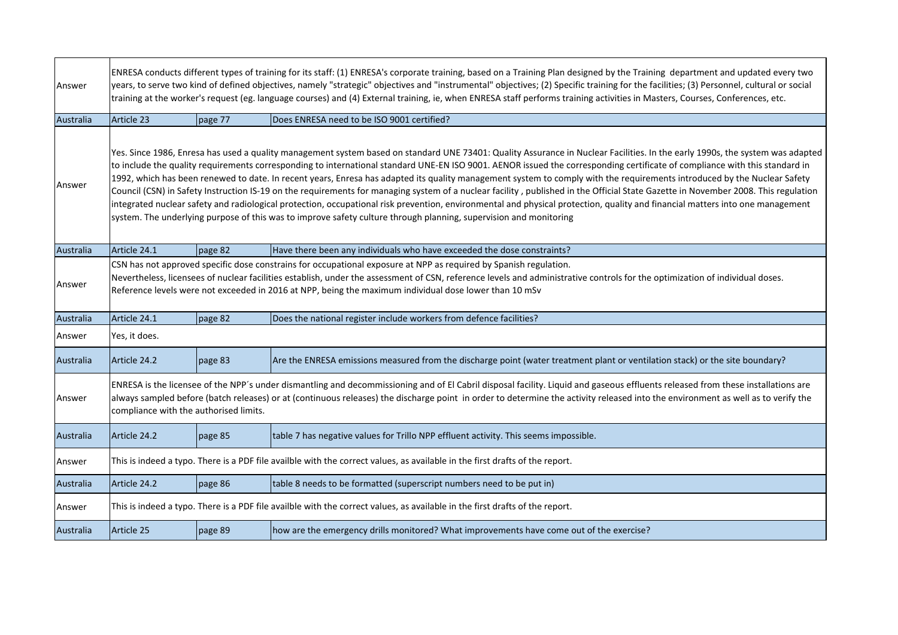| | | | |
|---|---|---|---|
| Answer | ENRESA conducts different types of training for its staff: (1) ENRESA's corporate training, based on a Training Plan designed by the Training department and updated every two years, to serve two kind of defined objectives, namely "strategic" objectives and "instrumental" objectives; (2) Specific training for the facilities; (3) Personnel, cultural or social training at the worker's request (eg. language courses) and (4) External training, ie, when ENRESA staff performs training activities in Masters, Courses, Conferences, etc. | | |
| Australia | Article 23 | page 77 | Does ENRESA need to be ISO 9001 certified? |
| Answer | Yes. Since 1986, Enresa has used a quality management system based on standard UNE 73401: Quality Assurance in Nuclear Facilities. In the early 1990s, the system was adapted to include the quality requirements corresponding to international standard UNE-EN ISO 9001. AENOR issued the corresponding certificate of compliance with this standard in 1992, which has been renewed to date. In recent years, Enresa has adapted its quality management system to comply with the requirements introduced by the Nuclear Safety Council (CSN) in Safety Instruction IS-19 on the requirements for managing system of a nuclear facility , published in the Official State Gazette in November 2008. This regulation integrated nuclear safety and radiological protection, occupational risk prevention, environmental and physical protection, quality and financial matters into one management system. The underlying purpose of this was to improve safety culture through planning, supervision and monitoring | | |
| Australia | Article 24.1 | page 82 | Have there been any individuals who have exceeded the dose constraints? |
| Answer | CSN has not approved specific dose constrains for occupational exposure at NPP as required by Spanish regulation.<br>Nevertheless, licensees of nuclear facilities establish, under the assessment of CSN, reference levels and administrative controls for the optimization of individual doses.<br>Reference levels were not exceeded in 2016 at NPP, being the maximum individual dose lower than 10 mSv | | |
| Australia | Article 24.1 | page 82 | Does the national register include workers from defence facilities? |
| Answer | Yes, it does. | | |
| Australia | Article 24.2 | page 83 | Are the ENRESA emissions measured from the discharge point (water treatment plant or ventilation stack) or the site boundary? |
| Answer | ENRESA is the licensee of the NPP´s under dismantling and decommissioning and of El Cabril disposal facility. Liquid and gaseous effluents released from these installations are always sampled before (batch releases) or at (continuous releases) the discharge point in order to determine the activity released into the environment as well as to verify the compliance with the authorised limits. | | |
| Australia | Article 24.2 | page 85 | table 7 has negative values for Trillo NPP effluent activity. This seems impossible. |
| Answer | This is indeed a typo. There is a PDF file availble with the correct values, as available in the first drafts of the report. | | |
| Australia | Article 24.2 | page 86 | table 8 needs to be formatted (superscript numbers need to be put in) |
| Answer | This is indeed a typo. There is a PDF file availble with the correct values, as available in the first drafts of the report. | | |
| Australia | Article 25 | page 89 | how are the emergency drills monitored? What improvements have come out of the exercise? |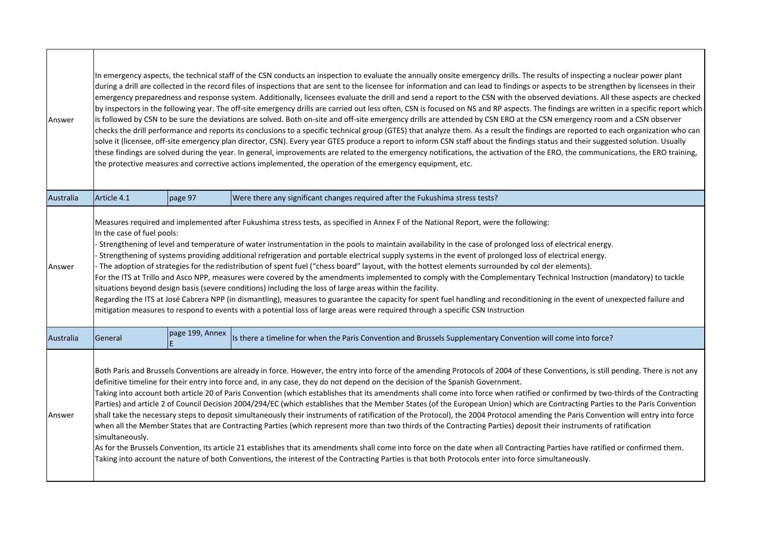| | | | |
|---|---|---|---|
| Answer | In emergency aspects, the technical staff of the CSN conducts an inspection to evaluate the annually onsite emergency drills. The results of inspecting a nuclear power plant during a drill are collected in the record files of inspections that are sent to the licensee for information and can lead to findings or aspects to be strengthen by licensees in their emergency preparedness and response system. Additionally, licensees evaluate the drill and send a report to the CSN with the observed deviations. All these aspects are checked by inspectors in the following year. The off-site emergency drills are carried out less often, CSN is focused on NS and RP aspects. The findings are written in a specific report which is followed by CSN to be sure the deviations are solved. Both on-site and off-site emergency drills are attended by CSN ERO at the CSN emergency room and a CSN observer checks the drill performance and reports its conclusions to a specific technical group (GTES) that analyze them. As a result the findings are reported to each organization who can solve it (licensee, off-site emergency plan director, CSN). Every year GTES produce a report to inform CSN staff about the findings status and their suggested solution. Usually these findings are solved during the year. In general, improvements are related to the emergency notifications, the activation of the ERO, the communications, the ERO training, the protective measures and corrective actions implemented, the operation of the emergency equipment, etc. | | |
| Australia | Article 4.1 | page 97 | Were there any significant changes required after the Fukushima stress tests? |
| Answer | Measures required and implemented after Fukushima stress tests, as specified in Annex F of the National Report, were the following:<br>In the case of fuel pools:<br>- Strengthening of level and temperature of water instrumentation in the pools to maintain availability in the case of prolonged loss of electrical energy.<br>- Strengthening of systems providing additional refrigeration and portable electrical supply systems in the event of prolonged loss of electrical energy.<br>- The adoption of strategies for the redistribution of spent fuel ("chess board" layout, with the hottest elements surrounded by col der elements).<br>For the ITS at Trillo and Asco NPP, measures were covered by the amendments implemented to comply with the Complementary Technical Instruction (mandatory) to tackle situations beyond design basis (severe conditions) including the loss of large areas within the facility.<br>Regarding the ITS at José Cabrera NPP (in dismantling), measures to guarantee the capacity for spent fuel handling and reconditioning in the event of unexpected failure and mitigation measures to respond to events with a potential loss of large areas were required through a specific CSN Instruction | | |
| Australia | General | page 199, Annex E | Is there a timeline for when the Paris Convention and Brussels Supplementary Convention will come into force? |
| Answer | Both Paris and Brussels Conventions are already in force. However, the entry into force of the amending Protocols of 2004 of these Conventions, is still pending. There is not any definitive timeline for their entry into force and, in any case, they do not depend on the decision of the Spanish Government.<br>Taking into account both article 20 of Paris Convention (which establishes that its amendments shall come into force when ratified or confirmed by two-thirds of the Contracting Parties) and article 2 of Council Decision 2004/294/EC (which establishes that the Member States (of the European Union) which are Contracting Parties to the Paris Convention shall take the necessary steps to deposit simultaneously their instruments of ratification of the Protocol), the 2004 Protocol amending the Paris Convention will entry into force when all the Member States that are Contracting Parties (which represent more than two thirds of the Contracting Parties) deposit their instruments of ratification simultaneously.<br>As for the Brussels Convention, its article 21 establishes that its amendments shall come into force on the date when all Contracting Parties have ratified or confirmed them. Taking into account the nature of both Conventions, the interest of the Contracting Parties is that both Protocols enter into force simultaneously. | | |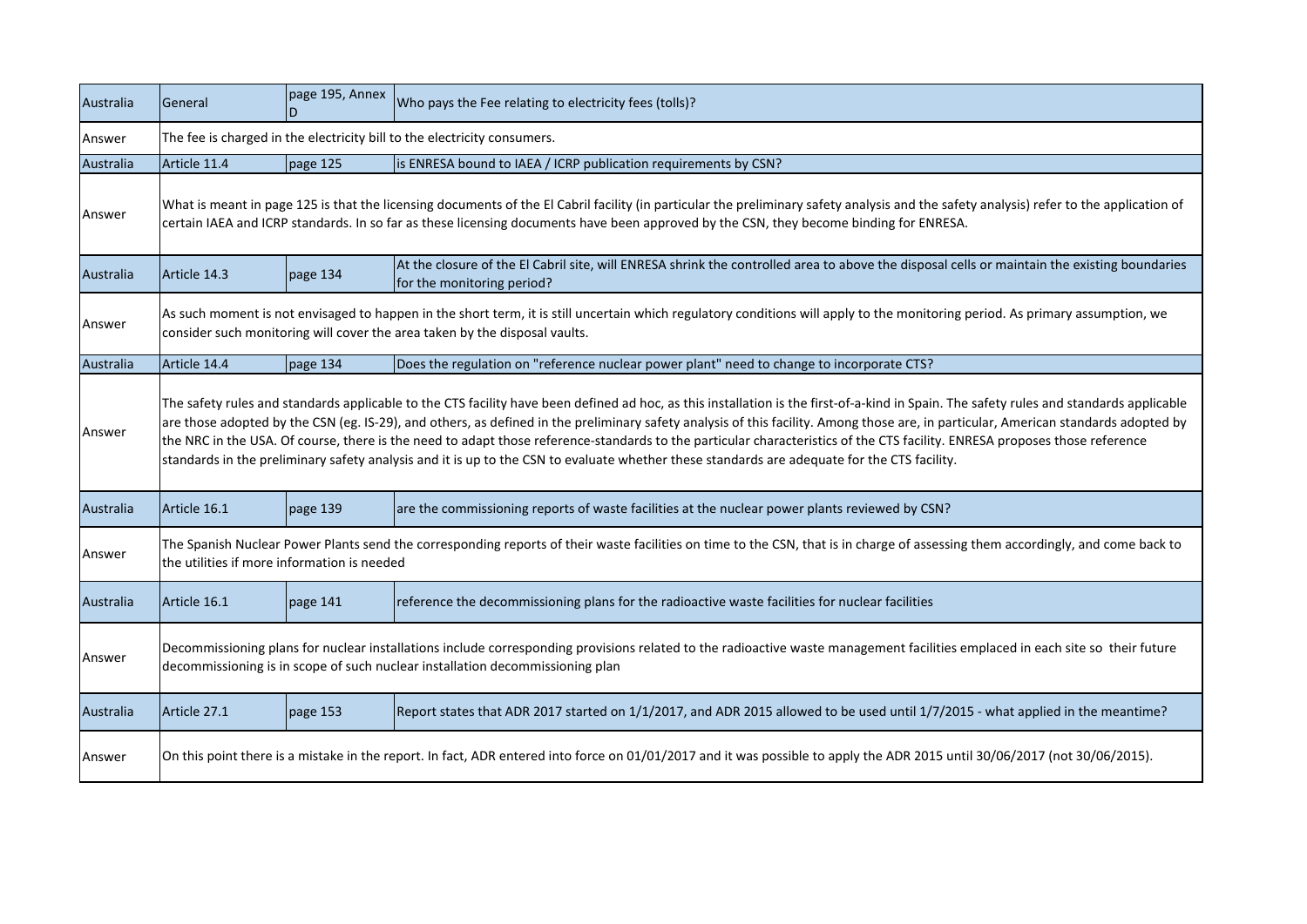| Australia | General | page 195, Annex D | Who pays the Fee relating to electricity fees (tolls)? |
|---|---|---|---|
| Answer | The fee is charged in the electricity bill to the electricity consumers. | | |
| Australia | Article 11.4 | page 125 | is ENRESA bound to IAEA / ICRP publication requirements by CSN? |
| Answer | What is meant in page 125 is that the licensing documents of the El Cabril facility (in particular the preliminary safety analysis and the safety analysis) refer to the application of certain IAEA and ICRP standards. In so far as these licensing documents have been approved by the CSN, they become binding for ENRESA. | | |
| Australia | Article 14.3 | page 134 | At the closure of the El Cabril site, will ENRESA shrink the controlled area to above the disposal cells or maintain the existing boundaries for the monitoring period? |
| Answer | As such moment is not envisaged to happen in the short term, it is still uncertain which regulatory conditions will apply to the monitoring period. As primary assumption, we consider such monitoring will cover the area taken by the disposal vaults. | | |
| Australia | Article 14.4 | page 134 | Does the regulation on "reference nuclear power plant" need to change to incorporate CTS? |
| Answer | The safety rules and standards applicable to the CTS facility have been defined ad hoc, as this installation is the first-of-a-kind in Spain. The safety rules and standards applicable are those adopted by the CSN (eg. IS-29), and others, as defined in the preliminary safety analysis of this facility. Among those are, in particular, American standards adopted by the NRC in the USA. Of course, there is the need to adapt those reference-standards to the particular characteristics of the CTS facility. ENRESA proposes those reference standards in the preliminary safety analysis and it is up to the CSN to evaluate whether these standards are adequate for the CTS facility. | | |
| Australia | Article 16.1 | page 139 | are the commissioning reports of waste facilities at the nuclear power plants reviewed by CSN? |
| Answer | The Spanish Nuclear Power Plants send the corresponding reports of their waste facilities on time to the CSN, that is in charge of assessing them accordingly, and come back to the utilities if more information is needed | | |
| Australia | Article 16.1 | page 141 | reference the decommissioning plans for the radioactive waste facilities for nuclear facilities |
| Answer | Decommissioning plans for nuclear installations include corresponding provisions related to the radioactive waste management facilities emplaced in each site so their future decommissioning is in scope of such nuclear installation decommissioning plan | | |
| Australia | Article 27.1 | page 153 | Report states that ADR 2017 started on 1/1/2017, and ADR 2015 allowed to be used until 1/7/2015 - what applied in the meantime? |
| Answer | On this point there is a mistake in the report. In fact, ADR entered into force on 01/01/2017 and it was possible to apply the ADR 2015 until 30/06/2017 (not 30/06/2015). | | |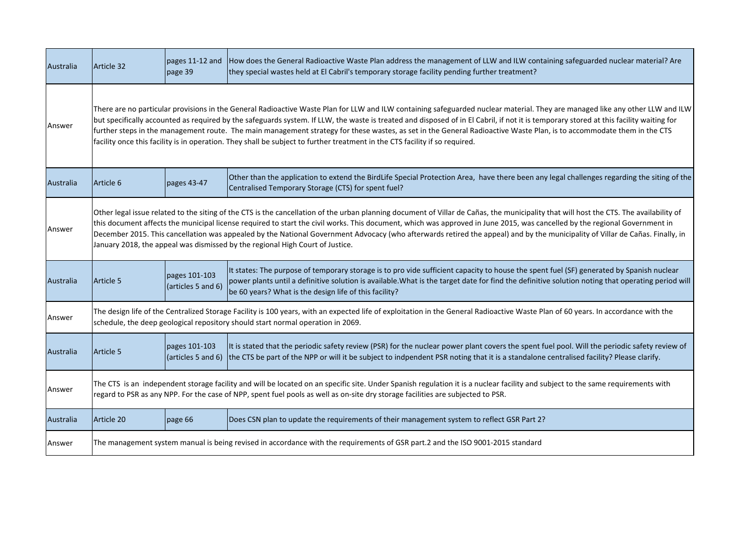| Australia | Article 32 | pages 11-12 and page 39 | How does the General Radioactive Waste Plan address the management of LLW and ILW containing safeguarded nuclear material? Are they special wastes held at El Cabril's temporary storage facility pending further treatment? |
|---|---|---|---|
| Answer | There are no particular provisions in the General Radioactive Waste Plan for LLW and ILW containing safeguarded nuclear material. They are managed like any other LLW and ILW but specifically accounted as required by the safeguards system. If LLW, the waste is treated and disposed of in El Cabril, if not it is temporary stored at this facility waiting for further steps in the management route. The main management strategy for these wastes, as set in the General Radioactive Waste Plan, is to accommodate them in the CTS facility once this facility is in operation. They shall be subject to further treatment in the CTS facility if so required. | | |
| Australia | Article 6 | pages 43-47 | Other than the application to extend the BirdLife Special Protection Area, have there been any legal challenges regarding the siting of the Centralised Temporary Storage (CTS) for spent fuel? |
| Answer | Other legal issue related to the siting of the CTS is the cancellation of the urban planning document of Villar de Cañas, the municipality that will host the CTS. The availability of this document affects the municipal license required to start the civil works. This document, which was approved in June 2015, was cancelled by the regional Government in December 2015. This cancellation was appealed by the National Government Advocacy (who afterwards retired the appeal) and by the municipality of Villar de Cañas. Finally, in January 2018, the appeal was dismissed by the regional High Court of Justice. | | |
| Australia | Article 5 | pages 101-103 (articles 5 and 6) | It states: The purpose of temporary storage is to pro vide sufficient capacity to house the spent fuel (SF) generated by Spanish nuclear power plants until a definitive solution is available.What is the target date for find the definitive solution noting that operating period will be 60 years? What is the design life of this facility? |
| Answer | The design life of the Centralized Storage Facility is 100 years, with an expected life of exploitation in the General Radioactive Waste Plan of 60 years. In accordance with the schedule, the deep geological repository should start normal operation in 2069. | | |
| Australia | Article 5 | pages 101-103 (articles 5 and 6) | It is stated that the periodic safety review (PSR) for the nuclear power plant covers the spent fuel pool. Will the periodic safety review of the CTS be part of the NPP or will it be subject to indpendent PSR noting that it is a standalone centralised facility? Please clarify. |
| Answer | The CTS is an independent storage facility and will be located on an specific site. Under Spanish regulation it is a nuclear facility and subject to the same requirements with regard to PSR as any NPP. For the case of NPP, spent fuel pools as well as on-site dry storage facilities are subjected to PSR. | | |
| Australia | Article 20 | page 66 | Does CSN plan to update the requirements of their management system to reflect GSR Part 2? |
| Answer | The management system manual is being revised in accordance with the requirements of GSR part.2 and the ISO 9001-2015 standard | | |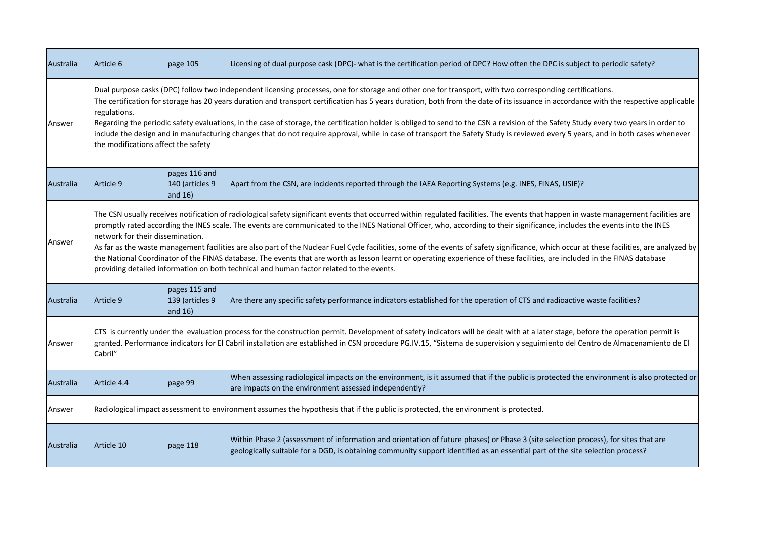| Australia | Article 6 | page 105 | Licensing of dual purpose cask (DPC)- what is the certification period of DPC? How often the DPC is subject to periodic safety? |
|---|---|---|---|
| Answer | Dual purpose casks (DPC) follow two independent licensing processes, one for storage and other one for transport, with two corresponding certifications.<br>The certification for storage has 20 years duration and transport certification has 5 years duration, both from the date of its issuance in accordance with the respective applicable regulations.<br>Regarding the periodic safety evaluations, in the case of storage, the certification holder is obliged to send to the CSN a revision of the Safety Study every two years in order to include the design and in manufacturing changes that do not require approval, while in case of transport the Safety Study is reviewed every 5 years, and in both cases whenever the modifications affect the safety | | |
| Australia | Article 9 | pages 116 and 140 (articles 9 and 16) | Apart from the CSN, are incidents reported through the IAEA Reporting Systems (e.g. INES, FINAS, USIE)? |
| Answer | The CSN usually receives notification of radiological safety significant events that occurred within regulated facilities. The events that happen in waste management facilities are promptly rated according the INES scale. The events are communicated to the INES National Officer, who, according to their significance, includes the events into the INES network for their dissemination.<br>As far as the waste management facilities are also part of the Nuclear Fuel Cycle facilities, some of the events of safety significance, which occur at these facilities, are analyzed by the National Coordinator of the FINAS database. The events that are worth as lesson learnt or operating experience of these facilities, are included in the FINAS database providing detailed information on both technical and human factor related to the events. | | |
| Australia | Article 9 | pages 115 and 139 (articles 9 and 16) | Are there any specific safety performance indicators established for the operation of CTS and radioactive waste facilities? |
| Answer | CTS is currently under the evaluation process for the construction permit. Development of safety indicators will be dealt with at a later stage, before the operation permit is granted. Performance indicators for El Cabril installation are established in CSN procedure PG.IV.15, "Sistema de supervision y seguimiento del Centro de Almacenamiento de El Cabril" | | |
| Australia | Article 4.4 | page 99 | When assessing radiological impacts on the environment, is it assumed that if the public is protected the environment is also protected or are impacts on the environment assessed independently? |
| Answer | Radiological impact assessment to environment assumes the hypothesis that if the public is protected, the environment is protected. | | |
| Australia | Article 10 | page 118 | Within Phase 2 (assessment of information and orientation of future phases) or Phase 3 (site selection process), for sites that are geologically suitable for a DGD, is obtaining community support identified as an essential part of the site selection process? |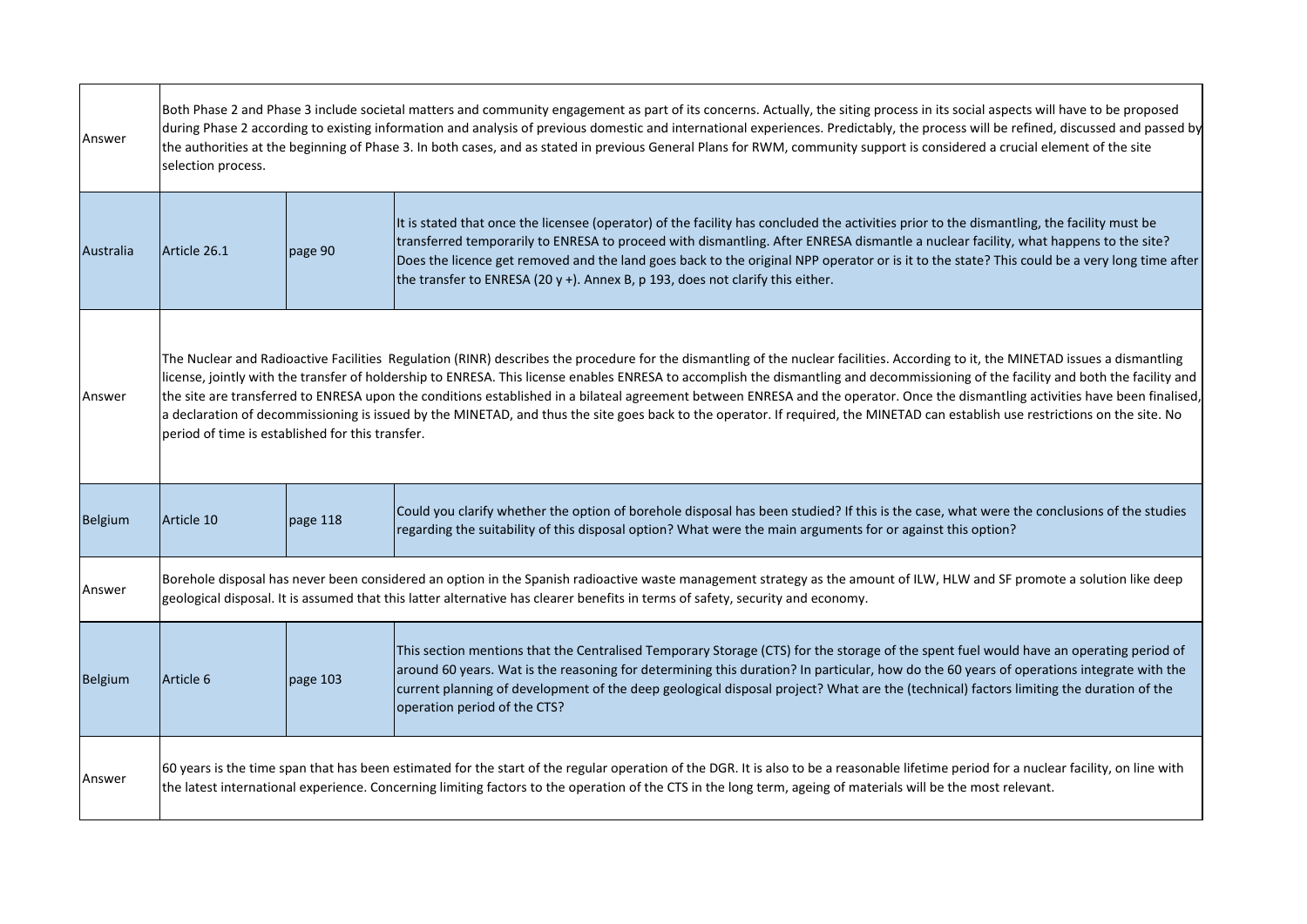| | | | |
|---|---|---|---|
| Answer | Both Phase 2 and Phase 3 include societal matters and community engagement as part of its concerns. Actually, the siting process in its social aspects will have to be proposed during Phase 2 according to existing information and analysis of previous domestic and international experiences. Predictably, the process will be refined, discussed and passed by the authorities at the beginning of Phase 3. In both cases, and as stated in previous General Plans for RWM, community support is considered a crucial element of the site selection process. | | |
| Australia | Article 26.1 | page 90 | It is stated that once the licensee (operator) of the facility has concluded the activities prior to the dismantling, the facility must be transferred temporarily to ENRESA to proceed with dismantling. After ENRESA dismantle a nuclear facility, what happens to the site? Does the licence get removed and the land goes back to the original NPP operator or is it to the state? This could be a very long time after the transfer to ENRESA (20 y +). Annex B, p 193, does not clarify this either. |
| Answer | The Nuclear and Radioactive Facilities Regulation (RINR) describes the procedure for the dismantling of the nuclear facilities. According to it, the MINETAD issues a dismantling license, jointly with the transfer of holdership to ENRESA. This license enables ENRESA to accomplish the dismantling and decommissioning of the facility and both the facility and the site are transferred to ENRESA upon the conditions established in a bilateral agreement between ENRESA and the operator. Once the dismantling activities have been finalised, a declaration of decommissioning is issued by the MINETAD, and thus the site goes back to the operator. If required, the MINETAD can establish use restrictions on the site. No period of time is established for this transfer. | | |
| Belgium | Article 10 | page 118 | Could you clarify whether the option of borehole disposal has been studied? If this is the case, what were the conclusions of the studies regarding the suitability of this disposal option? What were the main arguments for or against this option? |
| Answer | Borehole disposal has never been considered an option in the Spanish radioactive waste management strategy as the amount of ILW, HLW and SF promote a solution like deep geological disposal. It is assumed that this latter alternative has clearer benefits in terms of safety, security and economy. | | |
| Belgium | Article 6 | page 103 | This section mentions that the Centralised Temporary Storage (CTS) for the storage of the spent fuel would have an operating period of around 60 years. Wat is the reasoning for determining this duration? In particular, how do the 60 years of operations integrate with the current planning of development of the deep geological disposal project? What are the (technical) factors limiting the duration of the operation period of the CTS? |
| Answer | 60 years is the time span that has been estimated for the start of the regular operation of the DGR. It is also to be a reasonable lifetime period for a nuclear facility, on line with the latest international experience. Concerning limiting factors to the operation of the CTS in the long term, ageing of materials will be the most relevant. | | |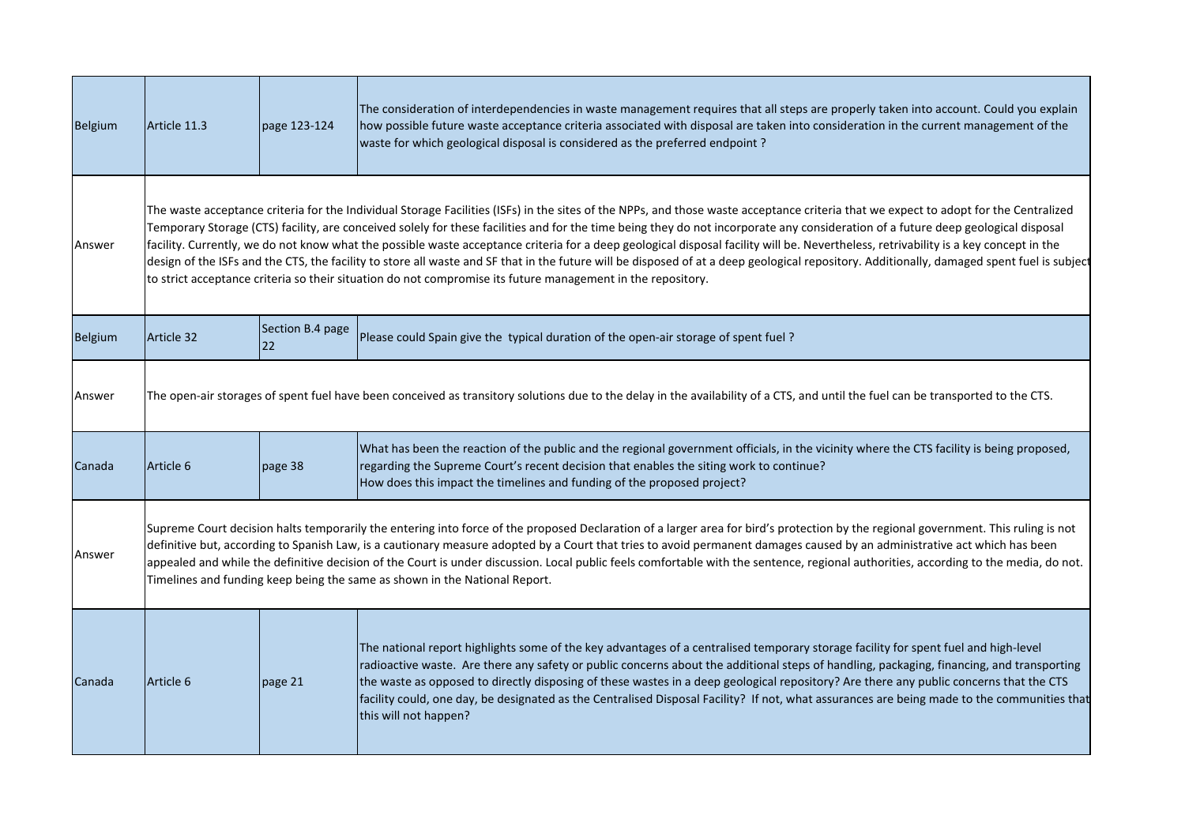| | | | |
|---|---|---|---|
| Belgium | Article 11.3 | page 123-124 | The consideration of interdependencies in waste management requires that all steps are properly taken into account. Could you explain how possible future waste acceptance criteria associated with disposal are taken into consideration in the current management of the waste for which geological disposal is considered as the preferred endpoint ? |
| Answer | The waste acceptance criteria for the Individual Storage Facilities (ISFs) in the sites of the NPPs, and those waste acceptance criteria that we expect to adopt for the Centralized Temporary Storage (CTS) facility, are conceived solely for these facilities and for the time being they do not incorporate any consideration of a future deep geological disposal facility. Currently, we do not know what the possible waste acceptance criteria for a deep geological disposal facility will be. Nevertheless, retrivability is a key concept in the design of the ISFs and the CTS, the facility to store all waste and SF that in the future will be disposed of at a deep geological repository. Additionally, damaged spent fuel is subject to strict acceptance criteria so their situation do not compromise its future management in the repository. | | |
| Belgium | Article 32 | Section B.4 page 22 | Please could Spain give the typical duration of the open-air storage of spent fuel ? |
| Answer | The open-air storages of spent fuel have been conceived as transitory solutions due to the delay in the availability of a CTS, and until the fuel can be transported to the CTS. | | |
| Canada | Article 6 | page 38 | What has been the reaction of the public and the regional government officials, in the vicinity where the CTS facility is being proposed, regarding the Supreme Court's recent decision that enables the siting work to continue?<br>How does this impact the timelines and funding of the proposed project? |
| Answer | Supreme Court decision halts temporarily the entering into force of the proposed Declaration of a larger area for bird's protection by the regional government. This ruling is not definitive but, according to Spanish Law, is a cautionary measure adopted by a Court that tries to avoid permanent damages caused by an administrative act which has been appealed and while the definitive decision of the Court is under discussion. Local public feels comfortable with the sentence, regional authorities, according to the media, do not. Timelines and funding keep being the same as shown in the National Report. | | |
| Canada | Article 6 | page 21 | The national report highlights some of the key advantages of a centralised temporary storage facility for spent fuel and high-level radioactive waste. Are there any safety or public concerns about the additional steps of handling, packaging, financing, and transporting the waste as opposed to directly disposing of these wastes in a deep geological repository? Are there any public concerns that the CTS facility could, one day, be designated as the Centralised Disposal Facility? If not, what assurances are being made to the communities that this will not happen? |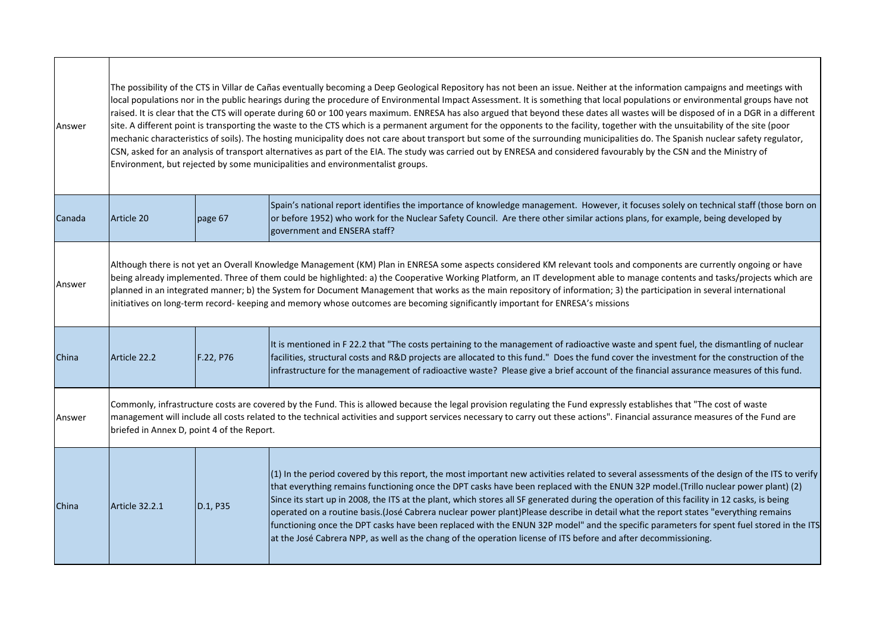| | | | |
|---|---|---|---|
| Answer | The possibility of the CTS in Villar de Cañas eventually becoming a Deep Geological Repository has not been an issue. Neither at the information campaigns and meetings with local populations nor in the public hearings during the procedure of Environmental Impact Assessment. It is something that local populations or environmental groups have not raised. It is clear that the CTS will operate during 60 or 100 years maximum. ENRESA has also argued that beyond these dates all wastes will be disposed of in a DGR in a different site. A different point is transporting the waste to the CTS which is a permanent argument for the opponents to the facility, together with the unsuitability of the site (poor mechanic characteristics of soils). The hosting municipality does not care about transport but some of the surrounding municipalities do. The Spanish nuclear safety regulator, CSN, asked for an analysis of transport alternatives as part of the EIA. The study was carried out by ENRESA and considered favourably by the CSN and the Ministry of Environment, but rejected by some municipalities and environmentalist groups. | | |
| Canada | Article 20 | page 67 | Spain's national report identifies the importance of knowledge management. However, it focuses solely on technical staff (those born on or before 1952) who work for the Nuclear Safety Council. Are there other similar actions plans, for example, being developed by government and ENSERA staff? |
| Answer | Although there is not yet an Overall Knowledge Management (KM) Plan in ENRESA some aspects considered KM relevant tools and components are currently ongoing or have being already implemented. Three of them could be highlighted: a) the Cooperative Working Platform, an IT development able to manage contents and tasks/projects which are planned in an integrated manner; b) the System for Document Management that works as the main repository of information; 3) the participation in several international initiatives on long-term record- keeping and memory whose outcomes are becoming significantly important for ENRESA's missions | | |
| China | Article 22.2 | F.22, P76 | It is mentioned in F 22.2 that "The costs pertaining to the management of radioactive waste and spent fuel, the dismantling of nuclear facilities, structural costs and R&D projects are allocated to this fund." Does the fund cover the investment for the construction of the infrastructure for the management of radioactive waste? Please give a brief account of the financial assurance measures of this fund. |
| Answer | Commonly, infrastructure costs are covered by the Fund. This is allowed because the legal provision regulating the Fund expressly establishes that "The cost of waste management will include all costs related to the technical activities and support services necessary to carry out these actions". Financial assurance measures of the Fund are briefed in Annex D, point 4 of the Report. | | |
| China | Article 32.2.1 | D.1, P35 | (1) In the period covered by this report, the most important new activities related to several assessments of the design of the ITS to verify that everything remains functioning once the DPT casks have been replaced with the ENUN 32P model.(Trillo nuclear power plant) (2) Since its start up in 2008, the ITS at the plant, which stores all SF generated during the operation of this facility in 12 casks, is being operated on a routine basis.(José Cabrera nuclear power plant)Please describe in detail what the report states "everything remains functioning once the DPT casks have been replaced with the ENUN 32P model" and the specific parameters for spent fuel stored in the ITS at the José Cabrera NPP, as well as the chang of the operation license of ITS before and after decommissioning. |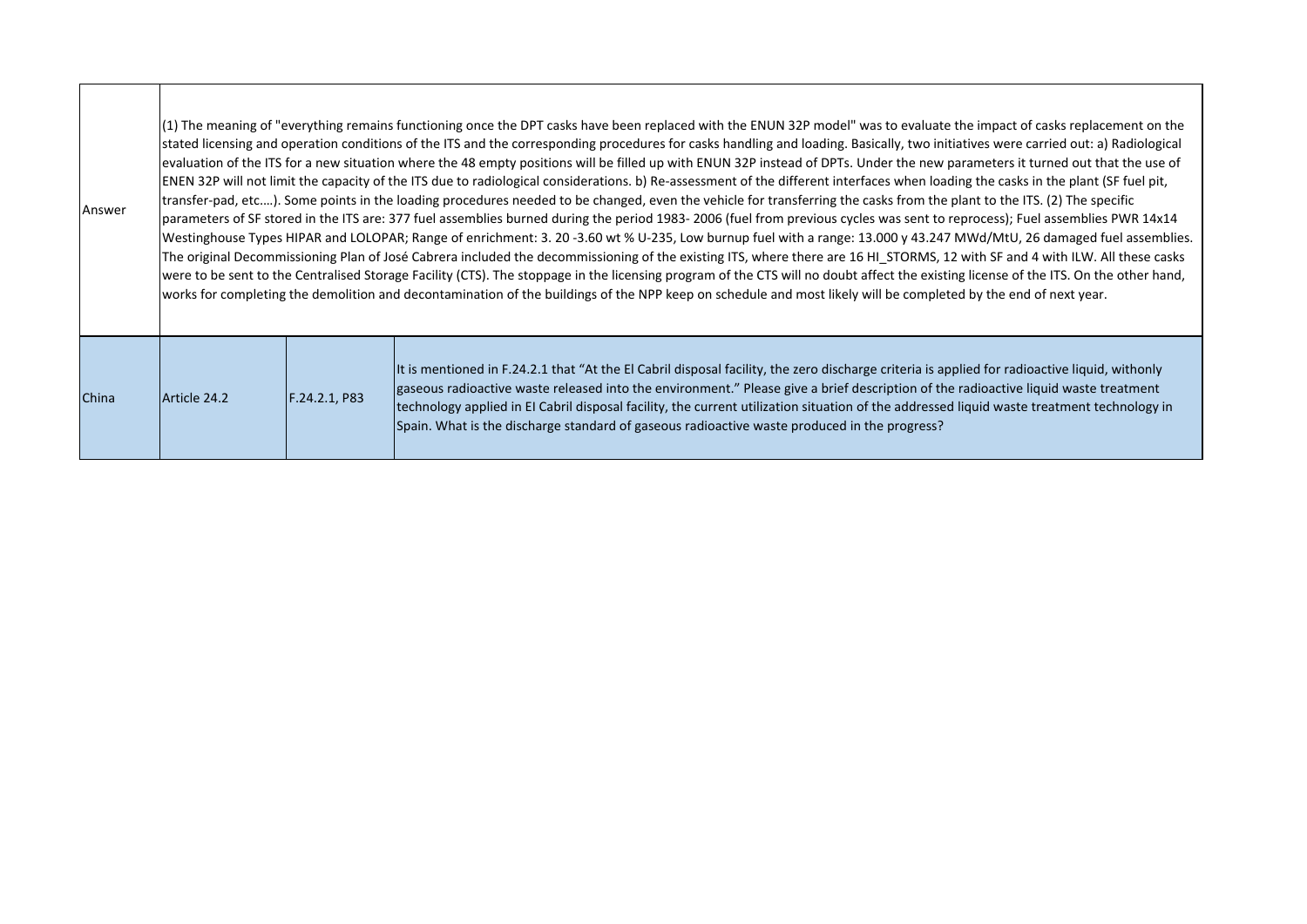| | | | |
|---|---|---|---|
| Answer | (1) The meaning of "everything remains functioning once the DPT casks have been replaced with the ENUN 32P model" was to evaluate the impact of casks replacement on the stated licensing and operation conditions of the ITS and the corresponding procedures for casks handling and loading. Basically, two initiatives were carried out: a) Radiological evaluation of the ITS for a new situation where the 48 empty positions will be filled up with ENUN 32P instead of DPTs. Under the new parameters it turned out that the use of ENEN 32P will not limit the capacity of the ITS due to radiological considerations. b) Re-assessment of the different interfaces when loading the casks in the plant (SF fuel pit, transfer-pad, etc....). Some points in the loading procedures needed to be changed, even the vehicle for transferring the casks from the plant to the ITS. (2) The specific parameters of SF stored in the ITS are: 377 fuel assemblies burned during the period 1983- 2006 (fuel from previous cycles was sent to reprocess); Fuel assemblies PWR 14x14 Westinghouse Types HIPAR and LOLOPAR; Range of enrichment: 3. 20 -3.60 wt % U-235, Low burnup fuel with a range: 13.000 y 43.247 MWd/MtU, 26 damaged fuel assemblies. The original Decommissioning Plan of José Cabrera included the decommissioning of the existing ITS, where there are 16 HI_STORMS, 12 with SF and 4 with ILW. All these casks were to be sent to the Centralised Storage Facility (CTS). The stoppage in the licensing program of the CTS will no doubt affect the existing license of the ITS. On the other hand, works for completing the demolition and decontamination of the buildings of the NPP keep on schedule and most likely will be completed by the end of next year. | | |
| China | Article 24.2 | F.24.2.1, P83 | It is mentioned in F.24.2.1 that "At the El Cabril disposal facility, the zero discharge criteria is applied for radioactive liquid, withonly gaseous radioactive waste released into the environment." Please give a brief description of the radioactive liquid waste treatment technology applied in EI Cabril disposal facility, the current utilization situation of the addressed liquid waste treatment technology in Spain. What is the discharge standard of gaseous radioactive waste produced in the progress? |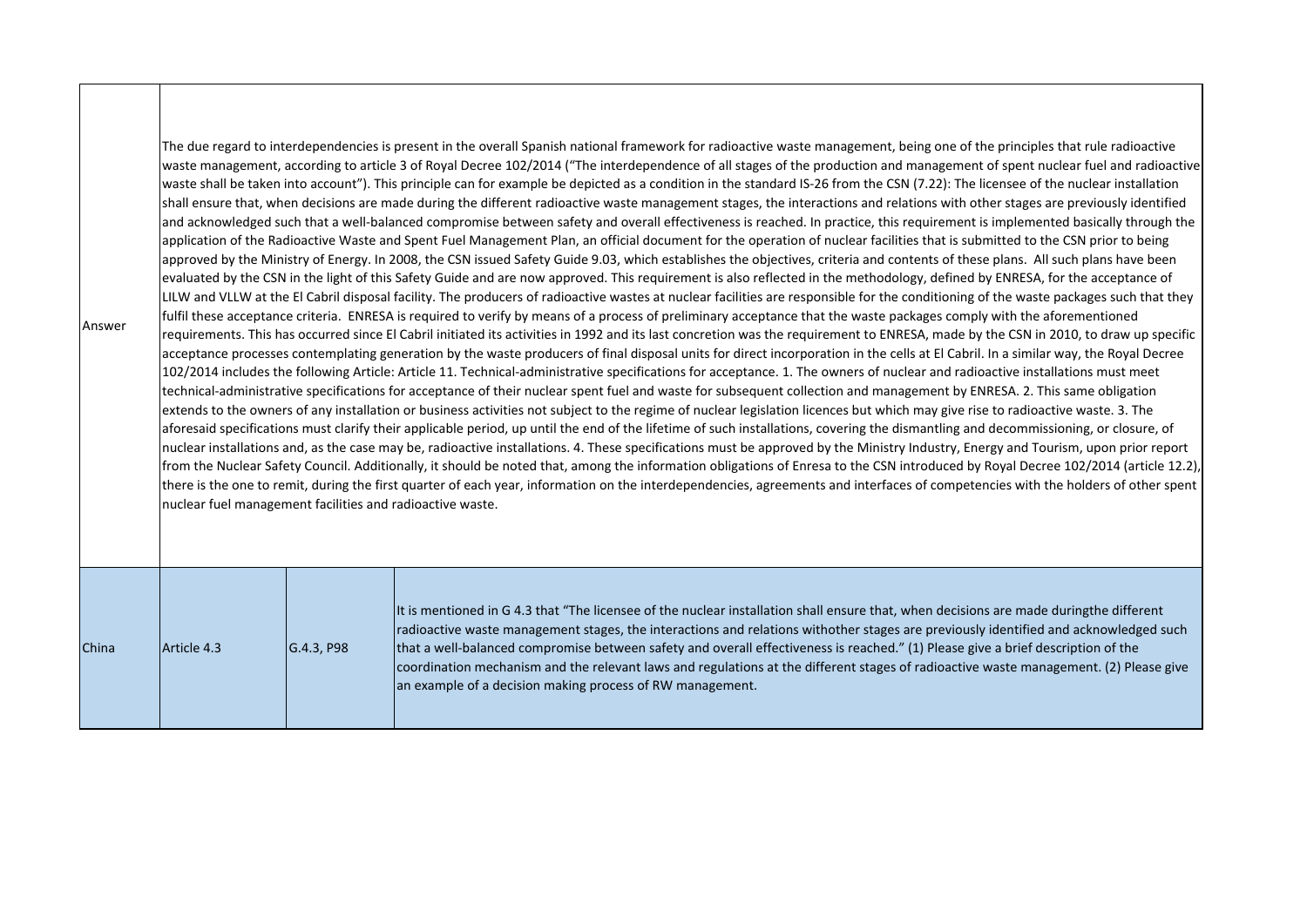| | | | |
|---|---|---|---|
| Answer | The due regard to interdependencies is present in the overall Spanish national framework for radioactive waste management, being one of the principles that rule radioactive waste management, according to article 3 of Royal Decree 102/2014 ("The interdependence of all stages of the production and management of spent nuclear fuel and radioactive waste shall be taken into account"). This principle can for example be depicted as a condition in the standard IS-26 from the CSN (7.22): The licensee of the nuclear installation shall ensure that, when decisions are made during the different radioactive waste management stages, the interactions and relations with other stages are previously identified and acknowledged such that a well-balanced compromise between safety and overall effectiveness is reached. In practice, this requirement is implemented basically through the application of the Radioactive Waste and Spent Fuel Management Plan, an official document for the operation of nuclear facilities that is submitted to the CSN prior to being approved by the Ministry of Energy. In 2008, the CSN issued Safety Guide 9.03, which establishes the objectives, criteria and contents of these plans. All such plans have been evaluated by the CSN in the light of this Safety Guide and are now approved. This requirement is also reflected in the methodology, defined by ENRESA, for the acceptance of LILW and VLLW at the El Cabril disposal facility. The producers of radioactive wastes at nuclear facilities are responsible for the conditioning of the waste packages such that they fulfil these acceptance criteria. ENRESA is required to verify by means of a process of preliminary acceptance that the waste packages comply with the aforementioned requirements. This has occurred since El Cabril initiated its activities in 1992 and its last concretion was the requirement to ENRESA, made by the CSN in 2010, to draw up specific acceptance processes contemplating generation by the waste producers of final disposal units for direct incorporation in the cells at El Cabril. In a similar way, the Royal Decree 102/2014 includes the following Article: Article 11. Technical-administrative specifications for acceptance. 1. The owners of nuclear and radioactive installations must meet technical-administrative specifications for acceptance of their nuclear spent fuel and waste for subsequent collection and management by ENRESA. 2. This same obligation extends to the owners of any installation or business activities not subject to the regime of nuclear legislation licences but which may give rise to radioactive waste. 3. The aforesaid specifications must clarify their applicable period, up until the end of the lifetime of such installations, covering the dismantling and decommissioning, or closure, of nuclear installations and, as the case may be, radioactive installations. 4. These specifications must be approved by the Ministry Industry, Energy and Tourism, upon prior report from the Nuclear Safety Council. Additionally, it should be noted that, among the information obligations of Enresa to the CSN introduced by Royal Decree 102/2014 (article 12.2), there is the one to remit, during the first quarter of each year, information on the interdependencies, agreements and interfaces of competencies with the holders of other spent nuclear fuel management facilities and radioactive waste. | | |
| China | Article 4.3 | G.4.3, P98 | It is mentioned in G 4.3 that "The licensee of the nuclear installation shall ensure that, when decisions are made duringthe different radioactive waste management stages, the interactions and relations withother stages are previously identified and acknowledged such that a well-balanced compromise between safety and overall effectiveness is reached." (1) Please give a brief description of the coordination mechanism and the relevant laws and regulations at the different stages of radioactive waste management. (2) Please give an example of a decision making process of RW management. |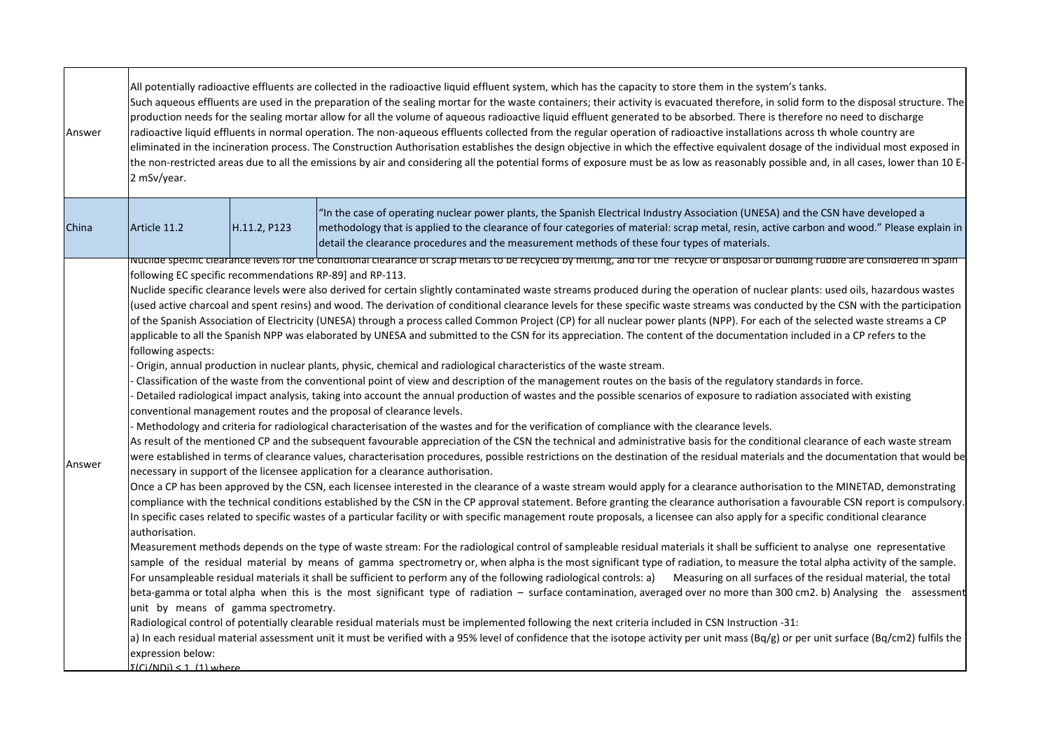| | | | |
|---|---|---|---|
| Answer | All potentially radioactive effluents are collected in the radioactive liquid effluent system, which has the capacity to store them in the system's tanks.<br>Such aqueous effluents are used in the preparation of the sealing mortar for the waste containers; their activity is evacuated therefore, in solid form to the disposal structure. The production needs for the sealing mortar allow for all the volume of aqueous radioactive liquid effluent generated to be absorbed. There is therefore no need to discharge radioactive liquid effluents in normal operation. The non-aqueous effluents collected from the regular operation of radioactive installations across th whole country are eliminated in the incineration process. The Construction Authorisation establishes the design objective in which the effective equivalent dosage of the individual most exposed in the non-restricted areas due to all the emissions by air and considering all the potential forms of exposure must be as low as reasonably possible and, in all cases, lower than 10 E-2 mSv/year. | | |
| China | Article 11.2 | H.11.2, P123 | "In the case of operating nuclear power plants, the Spanish Electrical Industry Association (UNESA) and the CSN have developed a methodology that is applied to the clearance of four categories of material: scrap metal, resin, active carbon and wood." Please explain in detail the clearance procedures and the measurement methods of these four types of materials. |
| Answer | Nuclide specific clearance levels for the conditional clearance of scrap metals to be recycled by melting, and for the recycle or disposal of building rubble are considered in Spain following EC specific recommendations RP-89] and RP-113.<br>Nuclide specific clearance levels were also derived for certain slightly contaminated waste streams produced during the operation of nuclear plants: used oils, hazardous wastes (used active charcoal and spent resins) and wood. The derivation of conditional clearance levels for these specific waste streams was conducted by the CSN with the participation of the Spanish Association of Electricity (UNESA) through a process called Common Project (CP) for all nuclear power plants (NPP). For each of the selected waste streams a CP applicable to all the Spanish NPP was elaborated by UNESA and submitted to the CSN for its appreciation. The content of the documentation included in a CP refers to the following aspects:<br>- Origin, annual production in nuclear plants, physic, chemical and radiological characteristics of the waste stream.<br>- Classification of the waste from the conventional point of view and description of the management routes on the basis of the regulatory standards in force.<br>- Detailed radiological impact analysis, taking into account the annual production of wastes and the possible scenarios of exposure to radiation associated with existing conventional management routes and the proposal of clearance levels.<br>- Methodology and criteria for radiological characterisation of the wastes and for the verification of compliance with the clearance levels.<br>As result of the mentioned CP and the subsequent favourable appreciation of the CSN the technical and administrative basis for the conditional clearance of each waste stream were established in terms of clearance values, characterisation procedures, possible restrictions on the destination of the residual materials and the documentation that would be necessary in support of the licensee application for a clearance authorisation.<br>Once a CP has been approved by the CSN, each licensee interested in the clearance of a waste stream would apply for a clearance authorisation to the MINETAD, demonstrating compliance with the technical conditions established by the CSN in the CP approval statement. Before granting the clearance authorisation a favourable CSN report is compulsory. In specific cases related to specific wastes of a particular facility or with specific management route proposals, a licensee can also apply for a specific conditional clearance authorisation.<br>Measurement methods depends on the type of waste stream: For the radiological control of sampleable residual materials it shall be sufficient to analyse one representative sample of the residual material by means of gamma spectrometry or, when alpha is the most significant type of radiation, to measure the total alpha activity of the sample. For unsampleable residual materials it shall be sufficient to perform any of the following radiological controls: a) Measuring on all surfaces of the residual material, the total beta-gamma or total alpha when this is the most significant type of radiation – surface contamination, averaged over no more than 300 cm2. b) Analysing the assessment unit by means of gamma spectrometry.<br>Radiological control of potentially clearable residual materials must be implemented following the next criteria included in CSN Instruction -31:<br>a) In each residual material assessment unit it must be verified with a 95% level of confidence that the isotope activity per unit mass (Bq/g) or per unit surface (Bq/cm2) fulfils the expression below:<br>$\Sigma(C_i/ND_i) \leq 1$ (1) where | | |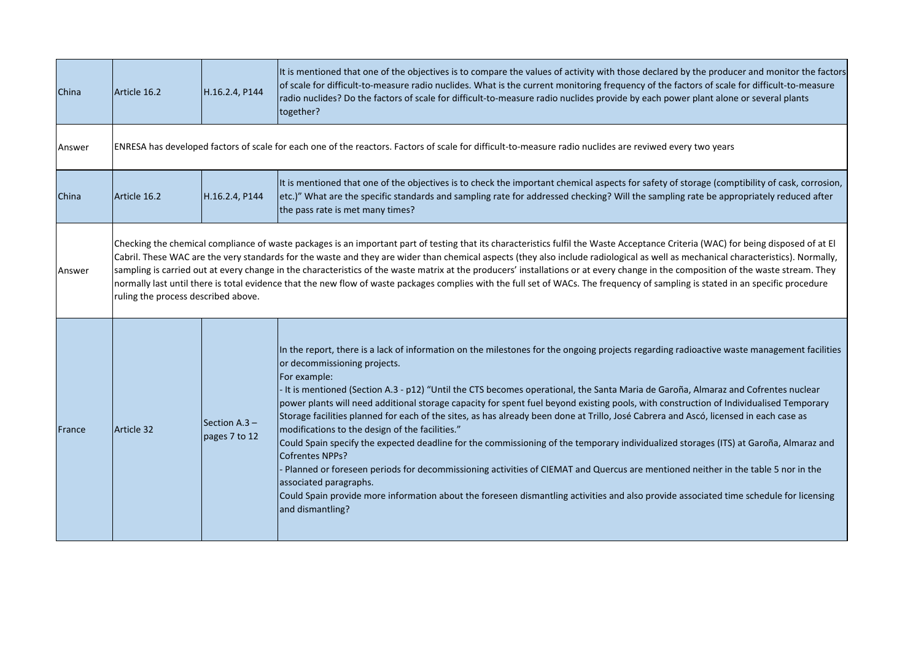| China | Article 16.2 | H.16.2.4, P144 | It is mentioned that one of the objectives is to compare the values of activity with those declared by the producer and monitor the factors of scale for difficult-to-measure radio nuclides. What is the current monitoring frequency of the factors of scale for difficult-to-measure radio nuclides? Do the factors of scale for difficult-to-measure radio nuclides provide by each power plant alone or several plants together? |
|---|---|---|---|
| Answer | ENRESA has developed factors of scale for each one of the reactors. Factors of scale for difficult-to-measure radio nuclides are reviwed every two years | | |
| China | Article 16.2 | H.16.2.4, P144 | It is mentioned that one of the objectives is to check the important chemical aspects for safety of storage (comptibility of cask, corrosion, etc.)" What are the specific standards and sampling rate for addressed checking? Will the sampling rate be appropriately reduced after the pass rate is met many times? |
| Answer | Checking the chemical compliance of waste packages is an important part of testing that its characteristics fulfil the Waste Acceptance Criteria (WAC) for being disposed of at El Cabril. These WAC are the very standards for the waste and they are wider than chemical aspects (they also include radiological as well as mechanical characteristics). Normally, sampling is carried out at every change in the characteristics of the waste matrix at the producers' installations or at every change in the composition of the waste stream. They normally last until there is total evidence that the new flow of waste packages complies with the full set of WACs. The frequency of sampling is stated in an specific procedure ruling the process described above. | | |
| France | Article 32 | Section A.3 – pages 7 to 12 | In the report, there is a lack of information on the milestones for the ongoing projects regarding radioactive waste management facilities or decommissioning projects.<br>For example:<br>- It is mentioned (Section A.3 - p12) "Until the CTS becomes operational, the Santa Maria de Garoña, Almaraz and Cofrentes nuclear power plants will need additional storage capacity for spent fuel beyond existing pools, with construction of Individualised Temporary Storage facilities planned for each of the sites, as has already been done at Trillo, José Cabrera and Ascó, licensed in each case as modifications to the design of the facilities."<br>Could Spain specify the expected deadline for the commissioning of the temporary individualized storages (ITS) at Garoña, Almaraz and Cofrentes NPPs?<br>- Planned or foreseen periods for decommissioning activities of CIEMAT and Quercus are mentioned neither in the table 5 nor in the associated paragraphs.<br>Could Spain provide more information about the foreseen dismantling activities and also provide associated time schedule for licensing and dismantling? |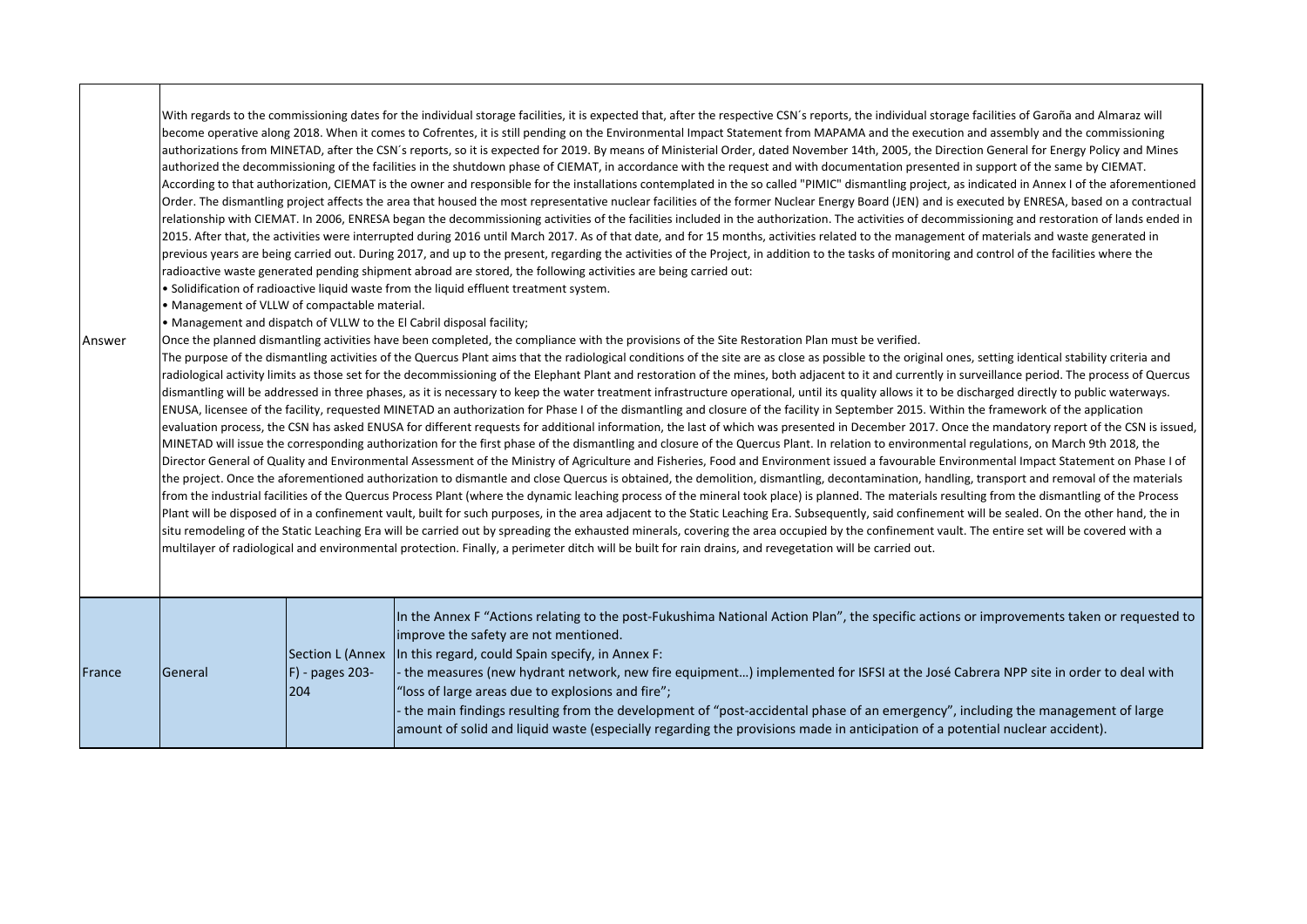| | | | |
|---|---|---|---|
| Answer | With regards to the commissioning dates for the individual storage facilities, it is expected that, after the respective CSN´s reports, the individual storage facilities of Garoña and Almaraz will become operative along 2018. When it comes to Cofrentes, it is still pending on the Environmental Impact Statement from MAPAMA and the execution and assembly and the commissioning authorizations from MINETAD, after the CSN´s reports, so it is expected for 2019. By means of Ministerial Order, dated November 14th, 2005, the Direction General for Energy Policy and Mines authorized the decommissioning of the facilities in the shutdown phase of CIEMAT, in accordance with the request and with documentation presented in support of the same by CIEMAT. According to that authorization, CIEMAT is the owner and responsible for the installations contemplated in the so called "PIMIC" dismantling project, as indicated in Annex I of the aforementioned Order. The dismantling project affects the area that housed the most representative nuclear facilities of the former Nuclear Energy Board (JEN) and is executed by ENRESA, based on a contractual relationship with CIEMAT. In 2006, ENRESA began the decommissioning activities of the facilities included in the authorization. The activities of decommissioning and restoration of lands ended in 2015. After that, the activities were interrupted during 2016 until March 2017. As of that date, and for 15 months, activities related to the management of materials and waste generated in previous years are being carried out. During 2017, and up to the present, regarding the activities of the Project, in addition to the tasks of monitoring and control of the facilities where the radioactive waste generated pending shipment abroad are stored, the following activities are being carried out:<br>• Solidification of radioactive liquid waste from the liquid effluent treatment system.<br>• Management of VLLW of compactable material.<br>• Management and dispatch of VLLW to the El Cabril disposal facility;<br>Once the planned dismantling activities have been completed, the compliance with the provisions of the Site Restoration Plan must be verified.<br>The purpose of the dismantling activities of the Quercus Plant aims that the radiological conditions of the site are as close as possible to the original ones, setting identical stability criteria and radiological activity limits as those set for the decommissioning of the Elephant Plant and restoration of the mines, both adjacent to it and currently in surveillance period. The process of Quercus dismantling will be addressed in three phases, as it is necessary to keep the water treatment infrastructure operational, until its quality allows it to be discharged directly to public waterways. ENUSA, licensee of the facility, requested MINETAD an authorization for Phase I of the dismantling and closure of the facility in September 2015. Within the framework of the application evaluation process, the CSN has asked ENUSA for different requests for additional information, the last of which was presented in December 2017. Once the mandatory report of the CSN is issued, MINETAD will issue the corresponding authorization for the first phase of the dismantling and closure of the Quercus Plant. In relation to environmental regulations, on March 9th 2018, the Director General of Quality and Environmental Assessment of the Ministry of Agriculture and Fisheries, Food and Environment issued a favourable Environmental Impact Statement on Phase I of the project. Once the aforementioned authorization to dismantle and close Quercus is obtained, the demolition, dismantling, decontamination, handling, transport and removal of the materials from the industrial facilities of the Quercus Process Plant (where the dynamic leaching process of the mineral took place) is planned. The materials resulting from the dismantling of the Process Plant will be disposed of in a confinement vault, built for such purposes, in the area adjacent to the Static Leaching Era. Subsequently, said confinement will be sealed. On the other hand, the in situ remodeling of the Static Leaching Era will be carried out by spreading the exhausted minerals, covering the area occupied by the confinement vault. The entire set will be covered with a multilayer of radiological and environmental protection. Finally, a perimeter ditch will be built for rain drains, and revegetation will be carried out. | | |
| France | General | Section L (Annex F) - pages 203-204 | In the Annex F "Actions relating to the post-Fukushima National Action Plan", the specific actions or improvements taken or requested to improve the safety are not mentioned.<br>In this regard, could Spain specify, in Annex F:<br>- the measures (new hydrant network, new fire equipment…) implemented for ISFSI at the José Cabrera NPP site in order to deal with "loss of large areas due to explosions and fire";<br>- the main findings resulting from the development of "post-accidental phase of an emergency", including the management of large amount of solid and liquid waste (especially regarding the provisions made in anticipation of a potential nuclear accident). |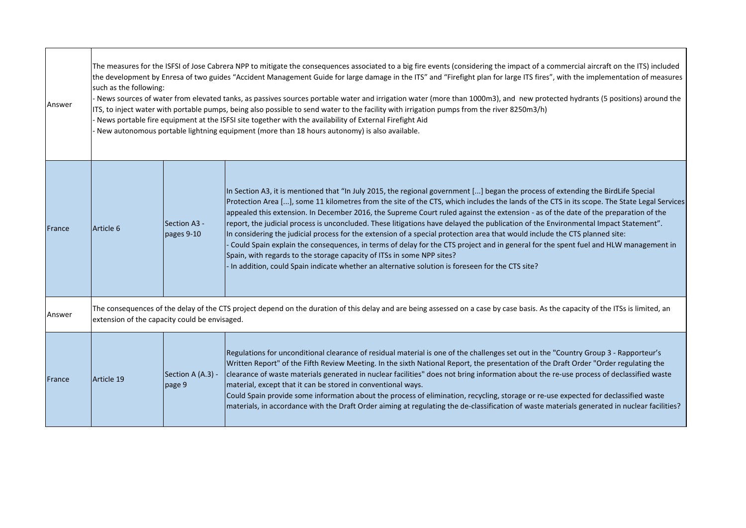| | | | |
|---|---|---|---|
| Answer | The measures for the ISFSI of Jose Cabrera NPP to mitigate the consequences associated to a big fire events (considering the impact of a commercial aircraft on the ITS) included the development by Enresa of two guides "Accident Management Guide for large damage in the ITS" and "Firefight plan for large ITS fires", with the implementation of measures such as the following:<br>- News sources of water from elevated tanks, as passives sources portable water and irrigation water (more than 1000m3), and new protected hydrants (5 positions) around the ITS, to inject water with portable pumps, being also possible to send water to the facility with irrigation pumps from the river 8250m3/h)<br>- News portable fire equipment at the ISFSI site together with the availability of External Firefight Aid<br>- New autonomous portable lightning equipment (more than 18 hours autonomy) is also available. | | |
| France | Article 6 | Section A3 - pages 9-10 | In Section A3, it is mentioned that "In July 2015, the regional government [...] began the process of extending the BirdLife Special Protection Area [...], some 11 kilometres from the site of the CTS, which includes the lands of the CTS in its scope. The State Legal Services appealed this extension. In December 2016, the Supreme Court ruled against the extension - as of the date of the preparation of the report, the judicial process is unconcluded. These litigations have delayed the publication of the Environmental Impact Statement".<br>In considering the judicial process for the extension of a special protection area that would include the CTS planned site:<br>- Could Spain explain the consequences, in terms of delay for the CTS project and in general for the spent fuel and HLW management in Spain, with regards to the storage capacity of ITSs in some NPP sites?<br>- In addition, could Spain indicate whether an alternative solution is foreseen for the CTS site? |
| Answer | The consequences of the delay of the CTS project depend on the duration of this delay and are being assessed on a case by case basis. As the capacity of the ITSs is limited, an extension of the capacity could be envisaged. | | |
| France | Article 19 | Section A (A.3) - page 9 | Regulations for unconditional clearance of residual material is one of the challenges set out in the "Country Group 3 - Rapporteur's Written Report" of the Fifth Review Meeting. In the sixth National Report, the presentation of the Draft Order "Order regulating the clearance of waste materials generated in nuclear facilities" does not bring information about the re-use process of declassified waste material, except that it can be stored in conventional ways.<br>Could Spain provide some information about the process of elimination, recycling, storage or re-use expected for declassified waste materials, in accordance with the Draft Order aiming at regulating the de-classification of waste materials generated in nuclear facilities? |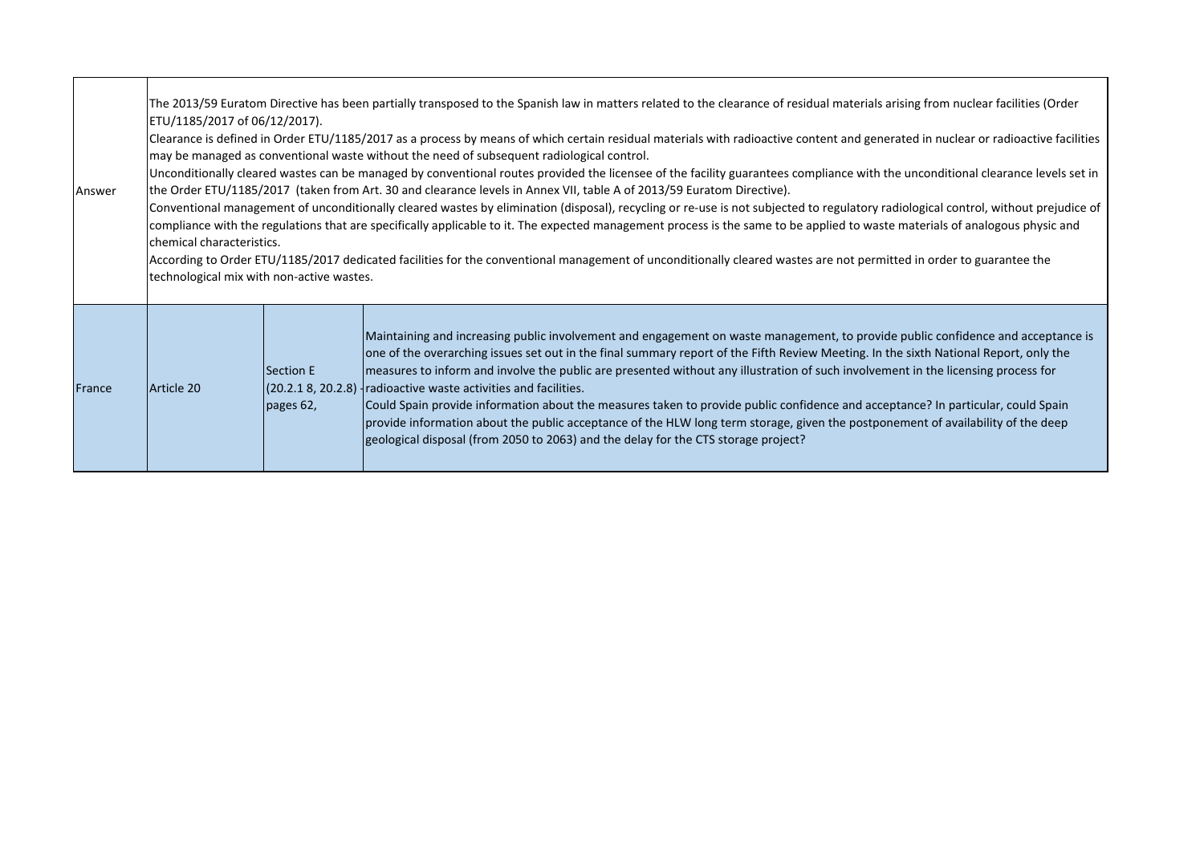| | | | |
|---|---|---|---|
| Answer | The 2013/59 Euratom Directive has been partially transposed to the Spanish law in matters related to the clearance of residual materials arising from nuclear facilities (Order ETU/1185/2017 of 06/12/2017).<br>Clearance is defined in Order ETU/1185/2017 as a process by means of which certain residual materials with radioactive content and generated in nuclear or radioactive facilities may be managed as conventional waste without the need of subsequent radiological control.<br>Unconditionally cleared wastes can be managed by conventional routes provided the licensee of the facility guarantees compliance with the unconditional clearance levels set in the Order ETU/1185/2017 (taken from Art. 30 and clearance levels in Annex VII, table A of 2013/59 Euratom Directive).<br>Conventional management of unconditionally cleared wastes by elimination (disposal), recycling or re-use is not subjected to regulatory radiological control, without prejudice of compliance with the regulations that are specifically applicable to it. The expected management process is the same to be applied to waste materials of analogous physic and chemical characteristics.<br>According to Order ETU/1185/2017 dedicated facilities for the conventional management of unconditionally cleared wastes are not permitted in order to guarantee the technological mix with non-active wastes. | | |
| France | Article 20 | Section E (20.2.1 8, 20.2.8) - pages 62, | Maintaining and increasing public involvement and engagement on waste management, to provide public confidence and acceptance is one of the overarching issues set out in the final summary report of the Fifth Review Meeting. In the sixth National Report, only the measures to inform and involve the public are presented without any illustration of such involvement in the licensing process for radioactive waste activities and facilities.<br>Could Spain provide information about the measures taken to provide public confidence and acceptance? In particular, could Spain provide information about the public acceptance of the HLW long term storage, given the postponement of availability of the deep geological disposal (from 2050 to 2063) and the delay for the CTS storage project? |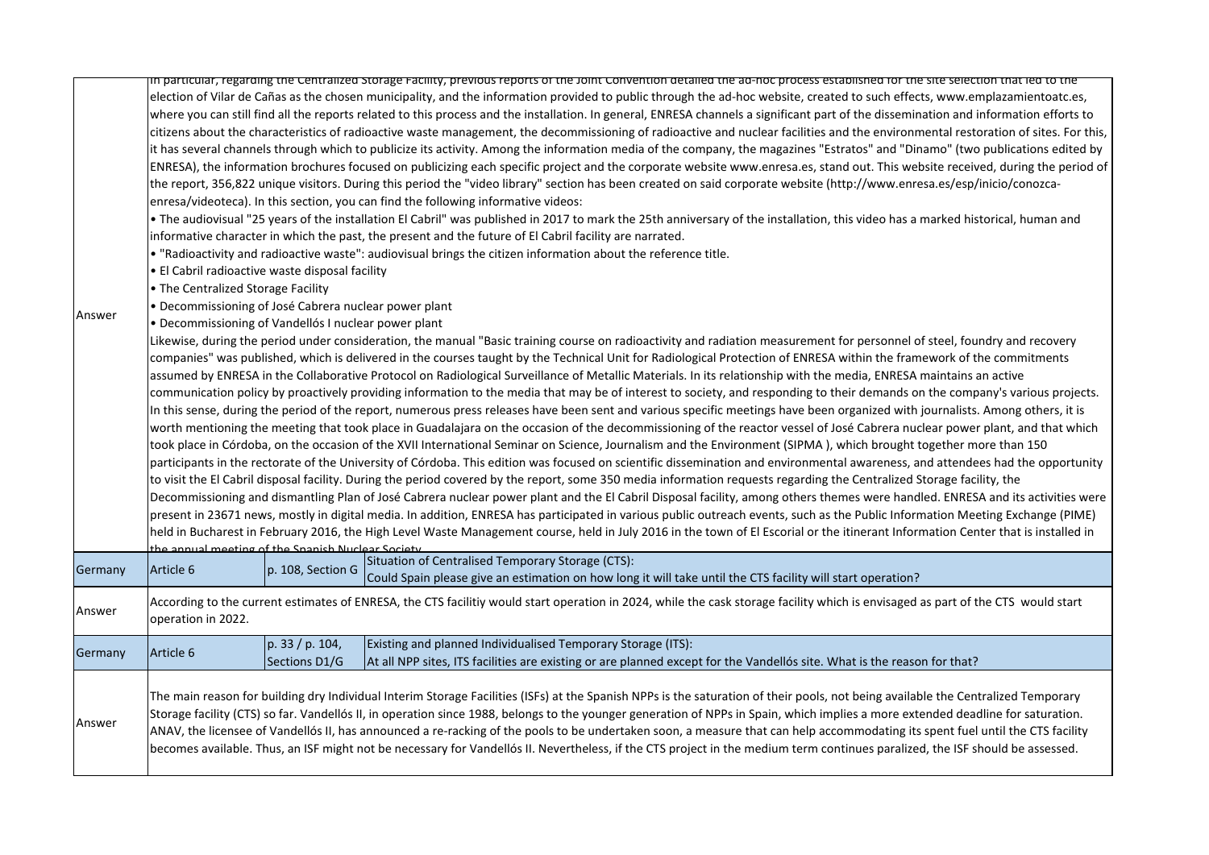| | | | |
|---|---|---|---|
| Answer | In particular, regarding the Centralized Storage Facility, previous reports of the Joint Convention detailed the ad-hoc process established for the site selection that led to the election of Vilar de Cañas as the chosen municipality, and the information provided to public through the ad-hoc website, created to such effects, www.emplazamientoatc.es, where you can still find all the reports related to this process and the installation. In general, ENRESA channels a significant part of the dissemination and information efforts to citizens about the characteristics of radioactive waste management, the decommissioning of radioactive and nuclear facilities and the environmental restoration of sites. For this, it has several channels through which to publicize its activity. Among the information media of the company, the magazines "Estratos" and "Dinamo" (two publications edited by ENRESA), the information brochures focused on publicizing each specific project and the corporate website www.enresa.es, stand out. This website received, during the period of the report, 356,822 unique visitors. During this period the "video library" section has been created on said corporate website (http://www.enresa.es/esp/inicio/conozca-enresa/videoteca). In this section, you can find the following informative videos:<br>• The audiovisual "25 years of the installation El Cabril" was published in 2017 to mark the 25th anniversary of the installation, this video has a marked historical, human and informative character in which the past, the present and the future of El Cabril facility are narrated.<br>• "Radioactivity and radioactive waste": audiovisual brings the citizen information about the reference title.<br>• El Cabril radioactive waste disposal facility<br>• The Centralized Storage Facility<br>• Decommissioning of José Cabrera nuclear power plant<br>• Decommissioning of Vandellós I nuclear power plant<br>Likewise, during the period under consideration, the manual "Basic training course on radioactivity and radiation measurement for personnel of steel, foundry and recovery companies" was published, which is delivered in the courses taught by the Technical Unit for Radiological Protection of ENRESA within the framework of the commitments assumed by ENRESA in the Collaborative Protocol on Radiological Surveillance of Metallic Materials. In its relationship with the media, ENRESA maintains an active communication policy by proactively providing information to the media that may be of interest to society, and responding to their demands on the company's various projects. In this sense, during the period of the report, numerous press releases have been sent and various specific meetings have been organized with journalists. Among others, it is worth mentioning the meeting that took place in Guadalajara on the occasion of the decommissioning of the reactor vessel of José Cabrera nuclear power plant, and that which took place in Córdoba, on the occasion of the XVII International Seminar on Science, Journalism and the Environment (SIPMA ), which brought together more than 150 participants in the rectorate of the University of Córdoba. This edition was focused on scientific dissemination and environmental awareness, and attendees had the opportunity to visit the El Cabril disposal facility. During the period covered by the report, some 350 media information requests regarding the Centralized Storage facility, the Decommissioning and dismantling Plan of José Cabrera nuclear power plant and the El Cabril Disposal facility, among others themes were handled. ENRESA and its activities were present in 23671 news, mostly in digital media. In addition, ENRESA has participated in various public outreach events, such as the Public Information Meeting Exchange (PIME) held in Bucharest in February 2016, the High Level Waste Management course, held in July 2016 in the town of El Escorial or the itinerant Information Center that is installed in the annual meeting of the Spanish Nuclear Society | | |
| Germany | Article 6 | p. 108, Section G | Situation of Centralised Temporary Storage (CTS):<br>Could Spain please give an estimation on how long it will take until the CTS facility will start operation? |
| Answer | According to the current estimates of ENRESA, the CTS facilitiy would start operation in 2024, while the cask storage facility which is envisaged as part of the CTS would start operation in 2022. | | |
| Germany | Article 6 | p. 33 / p. 104, Sections D1/G | Existing and planned Individualised Temporary Storage (ITS):<br>At all NPP sites, ITS facilities are existing or are planned except for the Vandellós site. What is the reason for that? |
| Answer | The main reason for building dry Individual Interim Storage Facilities (ISFs) at the Spanish NPPs is the saturation of their pools, not being available the Centralized Temporary Storage facility (CTS) so far. Vandellós II, in operation since 1988, belongs to the younger generation of NPPs in Spain, which implies a more extended deadline for saturation. ANAV, the licensee of Vandellós II, has announced a re-racking of the pools to be undertaken soon, a measure that can help accommodating its spent fuel until the CTS facility becomes available. Thus, an ISF might not be necessary for Vandellós II. Nevertheless, if the CTS project in the medium term continues paralized, the ISF should be assessed. | | |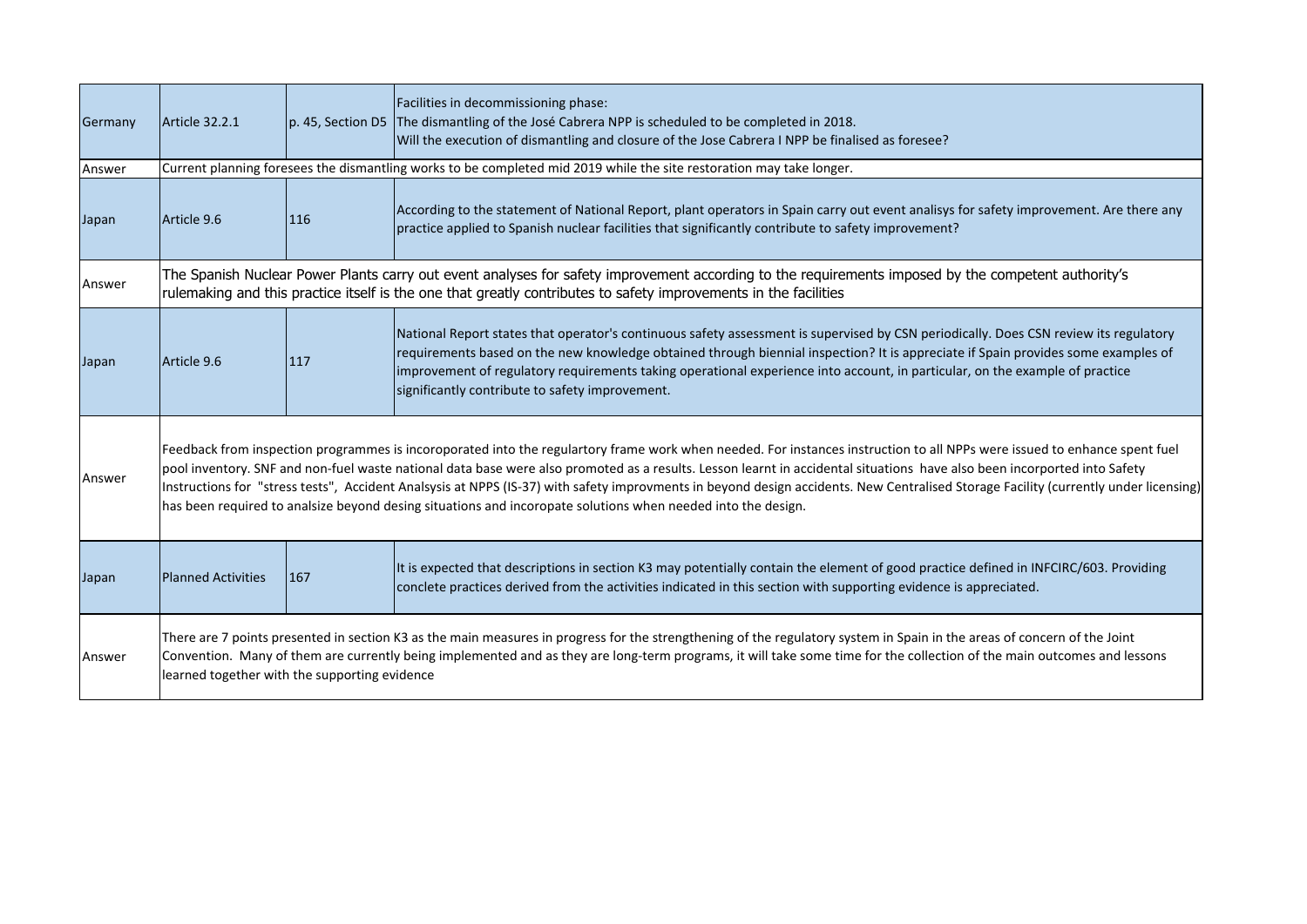| Germany | Article 32.2.1 | p. 45, Section D5 | Facilities in decommissioning phase:<br>The dismantling of the José Cabrera NPP is scheduled to be completed in 2018.<br>Will the execution of dismantling and closure of the Jose Cabrera I NPP be finalised as foresee? |
|---|---|---|---|
| Answer | Current planning foresees the dismantling works to be completed mid 2019 while the site restoration may take longer. | | |
| Japan | Article 9.6 | 116 | According to the statement of National Report, plant operators in Spain carry out event analisys for safety improvement. Are there any practice applied to Spanish nuclear facilities that significantly contribute to safety improvement? |
| Answer | The Spanish Nuclear Power Plants carry out event analyses for safety improvement according to the requirements imposed by the competent authority's rulemaking and this practice itself is the one that greatly contributes to safety improvements in the facilities | | |
| Japan | Article 9.6 | 117 | National Report states that operator's continuous safety assessment is supervised by CSN periodically. Does CSN review its regulatory requirements based on the new knowledge obtained through biennial inspection? It is appreciate if Spain provides some examples of improvement of regulatory requirements taking operational experience into account, in particular, on the example of practice significantly contribute to safety improvement. |
| Answer | Feedback from inspection programmes is incoroporated into the regulartory frame work when needed. For instances instruction to all NPPs were issued to enhance spent fuel pool inventory. SNF and non-fuel waste national data base were also promoted as a results. Lesson learnt in accidental situations have also been incorported into Safety Instructions for "stress tests", Accident Analsysis at NPPS (IS-37) with safety improvments in beyond design accidents. New Centralised Storage Facility (currently under licensing) has been required to analsize beyond desing situations and incoropate solutions when needed into the design. | | |
| Japan | Planned Activities | 167 | It is expected that descriptions in section K3 may potentially contain the element of good practice defined in INFCIRC/603. Providing conclete practices derived from the activities indicated in this section with supporting evidence is appreciated. |
| Answer | There are 7 points presented in section K3 as the main measures in progress for the strengthening of the regulatory system in Spain in the areas of concern of the Joint Convention. Many of them are currently being implemented and as they are long-term programs, it will take some time for the collection of the main outcomes and lessons learned together with the supporting evidence | | |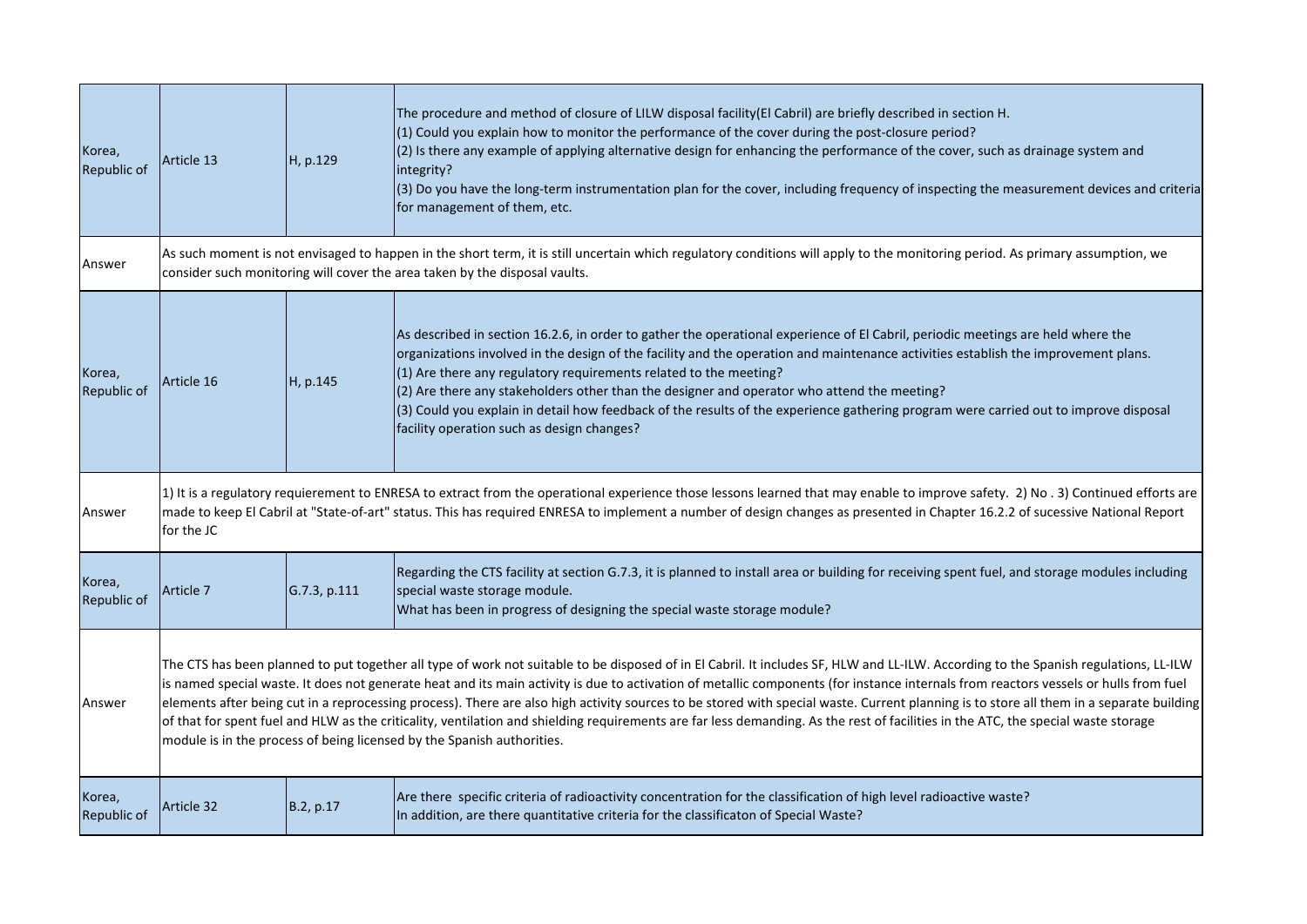| | | | |
|---|---|---|---|
| Korea, Republic of | Article 13 | H, p.129 | The procedure and method of closure of LILW disposal facility(El Cabril) are briefly described in section H.<br>(1) Could you explain how to monitor the performance of the cover during the post-closure period?<br>(2) Is there any example of applying alternative design for enhancing the performance of the cover, such as drainage system and integrity?<br>(3) Do you have the long-term instrumentation plan for the cover, including frequency of inspecting the measurement devices and criteria for management of them, etc. |
| Answer | As such moment is not envisaged to happen in the short term, it is still uncertain which regulatory conditions will apply to the monitoring period. As primary assumption, we consider such monitoring will cover the area taken by the disposal vaults. | | |
| Korea, Republic of | Article 16 | H, p.145 | As described in section 16.2.6, in order to gather the operational experience of El Cabril, periodic meetings are held where the organizations involved in the design of the facility and the operation and maintenance activities establish the improvement plans.<br>(1) Are there any regulatory requirements related to the meeting?<br>(2) Are there any stakeholders other than the designer and operator who attend the meeting?<br>(3) Could you explain in detail how feedback of the results of the experience gathering program were carried out to improve disposal facility operation such as design changes? |
| Answer | 1) It is a regulatory requierement to ENRESA to extract from the operational experience those lessons learned that may enable to improve safety. 2) No . 3) Continued efforts are made to keep El Cabril at "State-of-art" status. This has required ENRESA to implement a number of design changes as presented in Chapter 16.2.2 of sucessive National Report for the JC | | |
| Korea, Republic of | Article 7 | G.7.3, p.111 | Regarding the CTS facility at section G.7.3, it is planned to install area or building for receiving spent fuel, and storage modules including special waste storage module.<br>What has been in progress of designing the special waste storage module? |
| Answer | The CTS has been planned to put together all type of work not suitable to be disposed of in El Cabril. It includes SF, HLW and LL-ILW. According to the Spanish regulations, LL-ILW is named special waste. It does not generate heat and its main activity is due to activation of metallic components (for instance internals from reactors vessels or hulls from fuel elements after being cut in a reprocessing process). There are also high activity sources to be stored with special waste. Current planning is to store all them in a separate building of that for spent fuel and HLW as the criticality, ventilation and shielding requirements are far less demanding. As the rest of facilities in the ATC, the special waste storage module is in the process of being licensed by the Spanish authorities. | | |
| Korea, Republic of | Article 32 | B.2, p.17 | Are there specific criteria of radioactivity concentration for the classification of high level radioactive waste?<br>In addition, are there quantitative criteria for the classificaton of Special Waste? |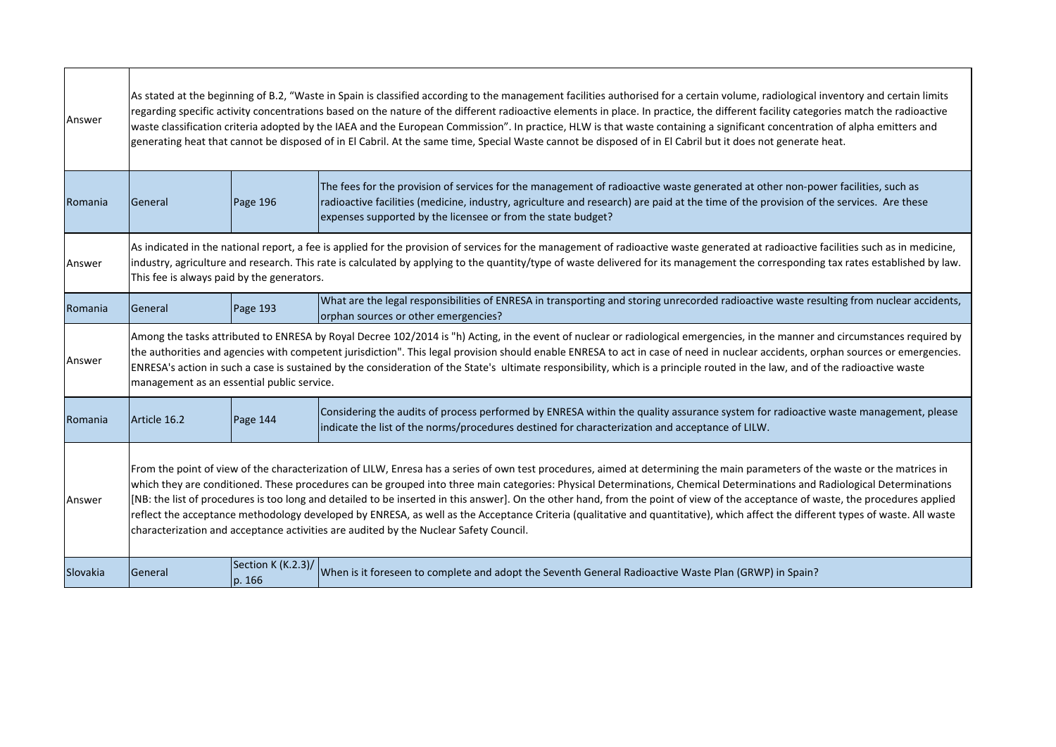| | | | |
|---|---|---|---|
| Answer | As stated at the beginning of B.2, "Waste in Spain is classified according to the management facilities authorised for a certain volume, radiological inventory and certain limits regarding specific activity concentrations based on the nature of the different radioactive elements in place. In practice, the different facility categories match the radioactive waste classification criteria adopted by the IAEA and the European Commission". In practice, HLW is that waste containing a significant concentration of alpha emitters and generating heat that cannot be disposed of in El Cabril. At the same time, Special Waste cannot be disposed of in El Cabril but it does not generate heat. | | |
| Romania | General | Page 196 | The fees for the provision of services for the management of radioactive waste generated at other non-power facilities, such as radioactive facilities (medicine, industry, agriculture and research) are paid at the time of the provision of the services. Are these expenses supported by the licensee or from the state budget? |
| Answer | As indicated in the national report, a fee is applied for the provision of services for the management of radioactive waste generated at radioactive facilities such as in medicine, industry, agriculture and research. This rate is calculated by applying to the quantity/type of waste delivered for its management the corresponding tax rates established by law. This fee is always paid by the generators. | | |
| Romania | General | Page 193 | What are the legal responsibilities of ENRESA in transporting and storing unrecorded radioactive waste resulting from nuclear accidents, orphan sources or other emergencies? |
| Answer | Among the tasks attributed to ENRESA by Royal Decree 102/2014 is "h) Acting, in the event of nuclear or radiological emergencies, in the manner and circumstances required by the authorities and agencies with competent jurisdiction". This legal provision should enable ENRESA to act in case of need in nuclear accidents, orphan sources or emergencies. ENRESA's action in such a case is sustained by the consideration of the State's ultimate responsibility, which is a principle routed in the law, and of the radioactive waste management as an essential public service. | | |
| Romania | Article 16.2 | Page 144 | Considering the audits of process performed by ENRESA within the quality assurance system for radioactive waste management, please indicate the list of the norms/procedures destined for characterization and acceptance of LILW. |
| Answer | From the point of view of the characterization of LILW, Enresa has a series of own test procedures, aimed at determining the main parameters of the waste or the matrices in which they are conditioned. These procedures can be grouped into three main categories: Physical Determinations, Chemical Determinations and Radiological Determinations [NB: the list of procedures is too long and detailed to be inserted in this answer]. On the other hand, from the point of view of the acceptance of waste, the procedures applied reflect the acceptance methodology developed by ENRESA, as well as the Acceptance Criteria (qualitative and quantitative), which affect the different types of waste. All waste characterization and acceptance activities are audited by the Nuclear Safety Council. | | |
| Slovakia | General | Section K (K.2.3)/ p. 166 | When is it foreseen to complete and adopt the Seventh General Radioactive Waste Plan (GRWP) in Spain? |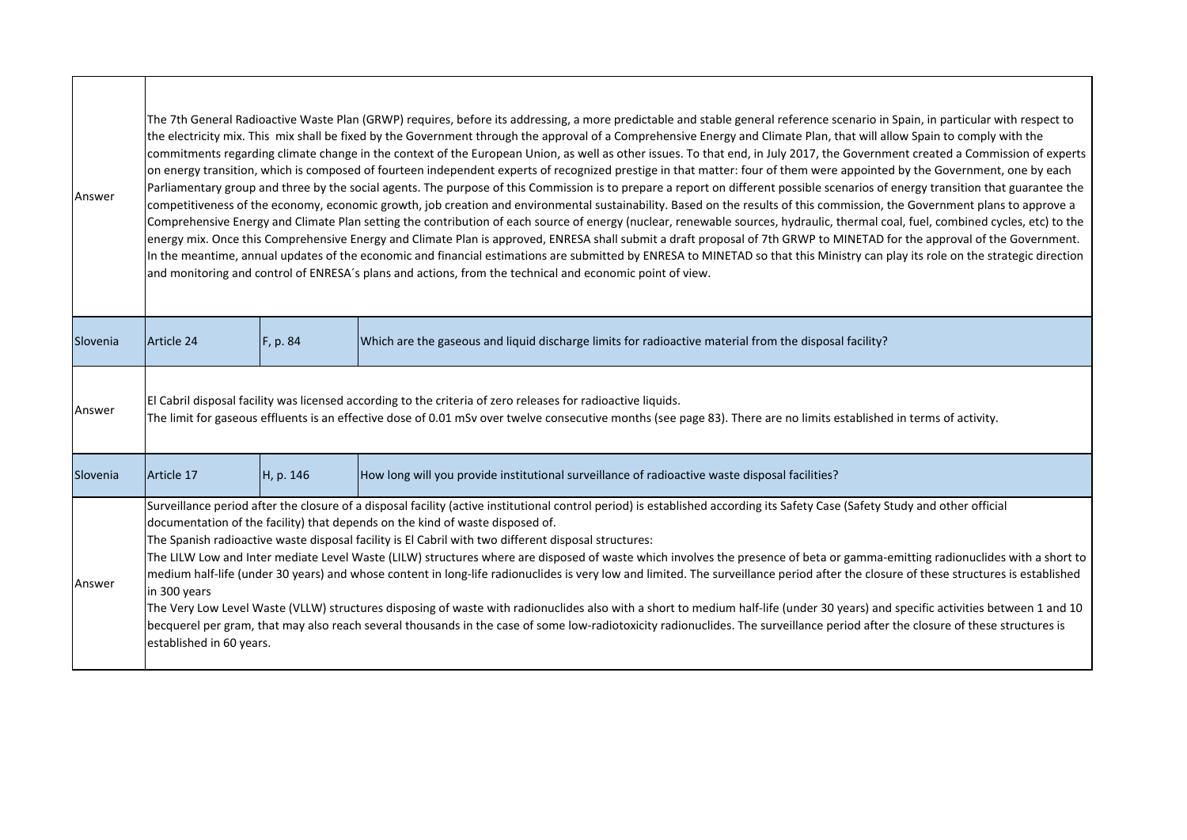| | | | |
|---|---|---|---|
| Answer | The 7th General Radioactive Waste Plan (GRWP) requires, before its addressing, a more predictable and stable general reference scenario in Spain, in particular with respect to the electricity mix. This mix shall be fixed by the Government through the approval of a Comprehensive Energy and Climate Plan, that will allow Spain to comply with the commitments regarding climate change in the context of the European Union, as well as other issues. To that end, in July 2017, the Government created a Commission of experts on energy transition, which is composed of fourteen independent experts of recognized prestige in that matter: four of them were appointed by the Government, one by each Parliamentary group and three by the social agents. The purpose of this Commission is to prepare a report on different possible scenarios of energy transition that guarantee the competitiveness of the economy, economic growth, job creation and environmental sustainability. Based on the results of this commission, the Government plans to approve a Comprehensive Energy and Climate Plan setting the contribution of each source of energy (nuclear, renewable sources, hydraulic, thermal coal, fuel, combined cycles, etc) to the energy mix. Once this Comprehensive Energy and Climate Plan is approved, ENRESA shall submit a draft proposal of 7th GRWP to MINETAD for the approval of the Government. In the meantime, annual updates of the economic and financial estimations are submitted by ENRESA to MINETAD so that this Ministry can play its role on the strategic direction and monitoring and control of ENRESA´s plans and actions, from the technical and economic point of view. | | |
| Slovenia | Article 24 | F, p. 84 | Which are the gaseous and liquid discharge limits for radioactive material from the disposal facility? |
| Answer | El Cabril disposal facility was licensed according to the criteria of zero releases for radioactive liquids.<br>The limit for gaseous effluents is an effective dose of 0.01 mSv over twelve consecutive months (see page 83). There are no limits established in terms of activity. | | |
| Slovenia | Article 17 | H, p. 146 | How long will you provide institutional surveillance of radioactive waste disposal facilities? |
| Answer | Surveillance period after the closure of a disposal facility (active institutional control period) is established according its Safety Case (Safety Study and other official documentation of the facility) that depends on the kind of waste disposed of.<br>The Spanish radioactive waste disposal facility is El Cabril with two different disposal structures:<br>The LILW Low and Inter mediate Level Waste (LILW) structures where are disposed of waste which involves the presence of beta or gamma-emitting radionuclides with a short to medium half-life (under 30 years) and whose content in long-life radionuclides is very low and limited. The surveillance period after the closure of these structures is established in 300 years<br>The Very Low Level Waste (VLLW) structures disposing of waste with radionuclides also with a short to medium half-life (under 30 years) and specific activities between 1 and 10 becquerel per gram, that may also reach several thousands in the case of some low-radiotoxicity radionuclides. The surveillance period after the closure of these structures is established in 60 years. | | |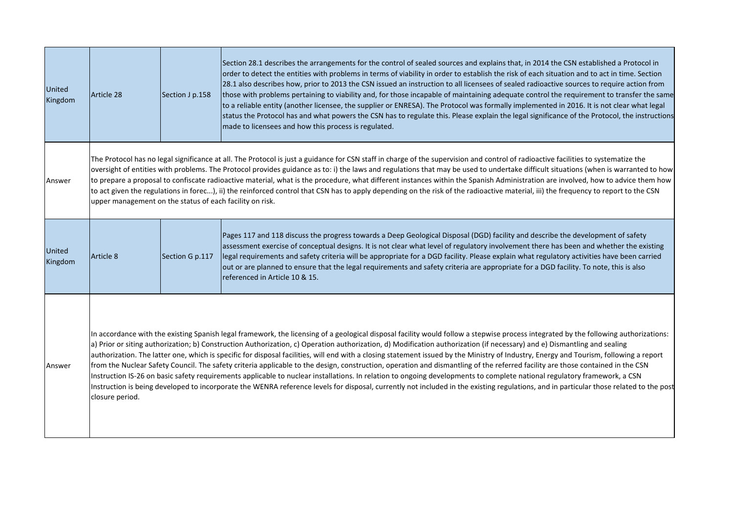| | | | |
|---|---|---|---|
| United Kingdom | Article 28 | Section J p.158 | Section 28.1 describes the arrangements for the control of sealed sources and explains that, in 2014 the CSN established a Protocol in order to detect the entities with problems in terms of viability in order to establish the risk of each situation and to act in time. Section 28.1 also describes how, prior to 2013 the CSN issued an instruction to all licensees of sealed radioactive sources to require action from those with problems pertaining to viability and, for those incapable of maintaining adequate control the requirement to transfer the same to a reliable entity (another licensee, the supplier or ENRESA). The Protocol was formally implemented in 2016. It is not clear what legal status the Protocol has and what powers the CSN has to regulate this. Please explain the legal significance of the Protocol, the instructions made to licensees and how this process is regulated. |
| Answer | The Protocol has no legal significance at all. The Protocol is just a guidance for CSN staff in charge of the supervision and control of radioactive facilities to systematize the oversight of entities with problems. The Protocol provides guidance as to: i) the laws and regulations that may be used to undertake difficult situations (when is warranted to how to prepare a proposal to confiscate radioactive material, what is the procedure, what different instances within the Spanish Administration are involved, how to advice them how to act given the regulations in forec...), ii) the reinforced control that CSN has to apply depending on the risk of the radioactive material, iii) the frequency to report to the CSN upper management on the status of each facility on risk. | | |
| United Kingdom | Article 8 | Section G p.117 | Pages 117 and 118 discuss the progress towards a Deep Geological Disposal (DGD) facility and describe the development of safety assessment exercise of conceptual designs. It is not clear what level of regulatory involvement there has been and whether the existing legal requirements and safety criteria will be appropriate for a DGD facility. Please explain what regulatory activities have been carried out or are planned to ensure that the legal requirements and safety criteria are appropriate for a DGD facility. To note, this is also referenced in Article 10 & 15. |
| Answer | In accordance with the existing Spanish legal framework, the licensing of a geological disposal facility would follow a stepwise process integrated by the following authorizations: a) Prior or siting authorization; b) Construction Authorization, c) Operation authorization, d) Modification authorization (if necessary) and e) Dismantling and sealing authorization. The latter one, which is specific for disposal facilities, will end with a closing statement issued by the Ministry of Industry, Energy and Tourism, following a report from the Nuclear Safety Council. The safety criteria applicable to the design, construction, operation and dismantling of the referred facility are those contained in the CSN Instruction IS-26 on basic safety requirements applicable to nuclear installations. In relation to ongoing developments to complete national regulatory framework, a CSN Instruction is being developed to incorporate the WENRA reference levels for disposal, currently not included in the existing regulations, and in particular those related to the post closure period. | | |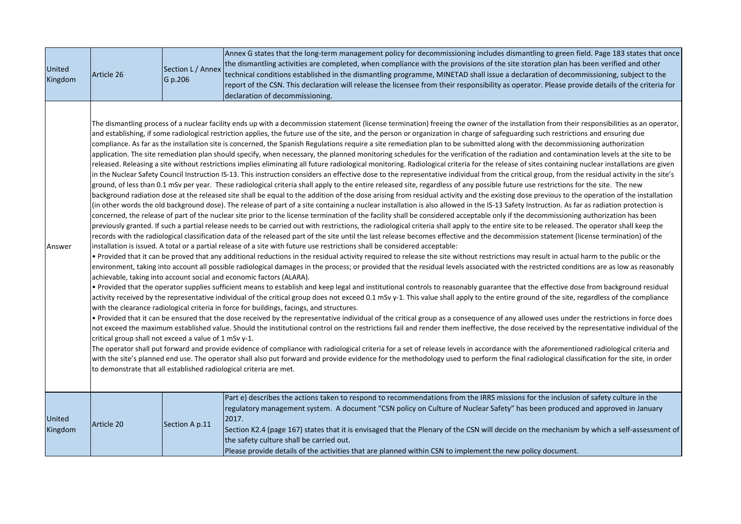| United Kingdom | Article 26 | Section L / Annex G p.206 | Annex G states that the long-term management policy for decommissioning includes dismantling to green field. Page 183 states that once the dismantling activities are completed, when compliance with the provisions of the site storation plan has been verified and other technical conditions established in the dismantling programme, MINETAD shall issue a declaration of decommissioning, subject to the report of the CSN. This declaration will release the licensee from their responsibility as operator. Please provide details of the criteria for declaration of decommissioning. |
|---|---|---|---|
| Answer | The dismantling process of a nuclear facility ends up with a decommission statement (license termination) freeing the owner of the installation from their responsibilities as an operator, and establishing, if some radiological restriction applies, the future use of the site, and the person or organization in charge of safeguarding such restrictions and ensuring due compliance. As far as the installation site is concerned, the Spanish Regulations require a site remediation plan to be submitted along with the decommissioning authorization application. The site remediation plan should specify, when necessary, the planned monitoring schedules for the verification of the radiation and contamination levels at the site to be released. Releasing a site without restrictions implies eliminating all future radiological monitoring. Radiological criteria for the release of sites containing nuclear installations are given in the Nuclear Safety Council Instruction IS-13. This instruction considers an effective dose to the representative individual from the critical group, from the residual activity in the site's ground, of less than 0.1 mSv per year. These radiological criteria shall apply to the entire released site, regardless of any possible future use restrictions for the site. The new background radiation dose at the released site shall be equal to the addition of the dose arising from residual activity and the existing dose previous to the operation of the installation (in other words the old background dose). The release of part of a site containing a nuclear installation is also allowed in the IS-13 Safety Instruction. As far as radiation protection is concerned, the release of part of the nuclear site prior to the license termination of the facility shall be considered acceptable only if the decommissioning authorization has been previously granted. If such a partial release needs to be carried out with restrictions, the radiological criteria shall apply to the entire site to be released. The operator shall keep the records with the radiological classification data of the released part of the site until the last release becomes effective and the decommission statement (license termination) of the installation is issued. A total or a partial release of a site with future use restrictions shall be considered acceptable:<br>• Provided that it can be proved that any additional reductions in the residual activity required to release the site without restrictions may result in actual harm to the public or the environment, taking into account all possible radiological damages in the process; or provided that the residual levels associated with the restricted conditions are as low as reasonably achievable, taking into account social and economic factors (ALARA).<br>• Provided that the operator supplies sufficient means to establish and keep legal and institutional controls to reasonably guarantee that the effective dose from background residual activity received by the representative individual of the critical group does not exceed 0.1 mSv y-1. This value shall apply to the entire ground of the site, regardless of the compliance with the clearance radiological criteria in force for buildings, facings, and structures.<br>• Provided that it can be ensured that the dose received by the representative individual of the critical group as a consequence of any allowed uses under the restrictions in force does not exceed the maximum established value. Should the institutional control on the restrictions fail and render them ineffective, the dose received by the representative individual of the critical group shall not exceed a value of 1 mSv y-1.<br>The operator shall put forward and provide evidence of compliance with radiological criteria for a set of release levels in accordance with the aforementioned radiological criteria and with the site's planned end use. The operator shall also put forward and provide evidence for the methodology used to perform the final radiological classification for the site, in order to demonstrate that all established radiological criteria are met. | | |
| United Kingdom | Article 20 | Section A p.11 | Part e) describes the actions taken to respond to recommendations from the IRRS missions for the inclusion of safety culture in the regulatory management system. A document "CSN policy on Culture of Nuclear Safety" has been produced and approved in January 2017.<br>Section K2.4 (page 167) states that it is envisaged that the Plenary of the CSN will decide on the mechanism by which a self-assessment of the safety culture shall be carried out.<br>Please provide details of the activities that are planned within CSN to implement the new policy document. |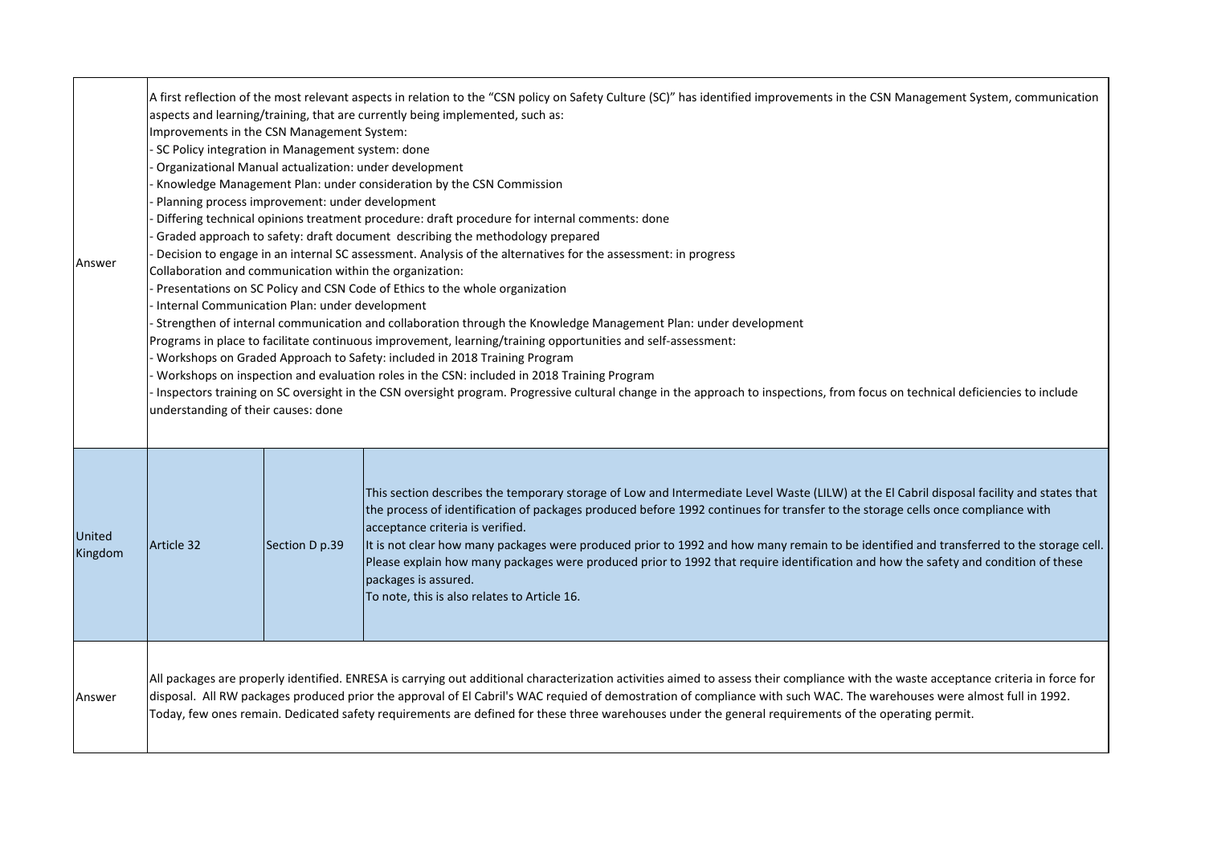| | | | |
|---|---|---|---|
| Answer | A first reflection of the most relevant aspects in relation to the "CSN policy on Safety Culture (SC)" has identified improvements in the CSN Management System, communication aspects and learning/training, that are currently being implemented, such as:<br>Improvements in the CSN Management System:<br>- SC Policy integration in Management system: done<br>- Organizational Manual actualization: under development<br>- Knowledge Management Plan: under consideration by the CSN Commission<br>- Planning process improvement: under development<br>- Differing technical opinions treatment procedure: draft procedure for internal comments: done<br>- Graded approach to safety: draft document describing the methodology prepared<br>- Decision to engage in an internal SC assessment. Analysis of the alternatives for the assessment: in progress<br>Collaboration and communication within the organization:<br>- Presentations on SC Policy and CSN Code of Ethics to the whole organization<br>- Internal Communication Plan: under development<br>- Strengthen of internal communication and collaboration through the Knowledge Management Plan: under development<br>Programs in place to facilitate continuous improvement, learning/training opportunities and self-assessment:<br>- Workshops on Graded Approach to Safety: included in 2018 Training Program<br>- Workshops on inspection and evaluation roles in the CSN: included in 2018 Training Program<br>- Inspectors training on SC oversight in the CSN oversight program. Progressive cultural change in the approach to inspections, from focus on technical deficiencies to include understanding of their causes: done | | |
| United Kingdom | Article 32 | Section D p.39 | This section describes the temporary storage of Low and Intermediate Level Waste (LILW) at the El Cabril disposal facility and states that the process of identification of packages produced before 1992 continues for transfer to the storage cells once compliance with acceptance criteria is verified.<br>It is not clear how many packages were produced prior to 1992 and how many remain to be identified and transferred to the storage cell. Please explain how many packages were produced prior to 1992 that require identification and how the safety and condition of these packages is assured.<br>To note, this is also relates to Article 16. |
| Answer | All packages are properly identified. ENRESA is carrying out additional characterization activities aimed to assess their compliance with the waste acceptance criteria in force for disposal. All RW packages produced prior the approval of El Cabril's WAC requied of demostration of compliance with such WAC. The warehouses were almost full in 1992. Today, few ones remain. Dedicated safety requirements are defined for these three warehouses under the general requirements of the operating permit. | | |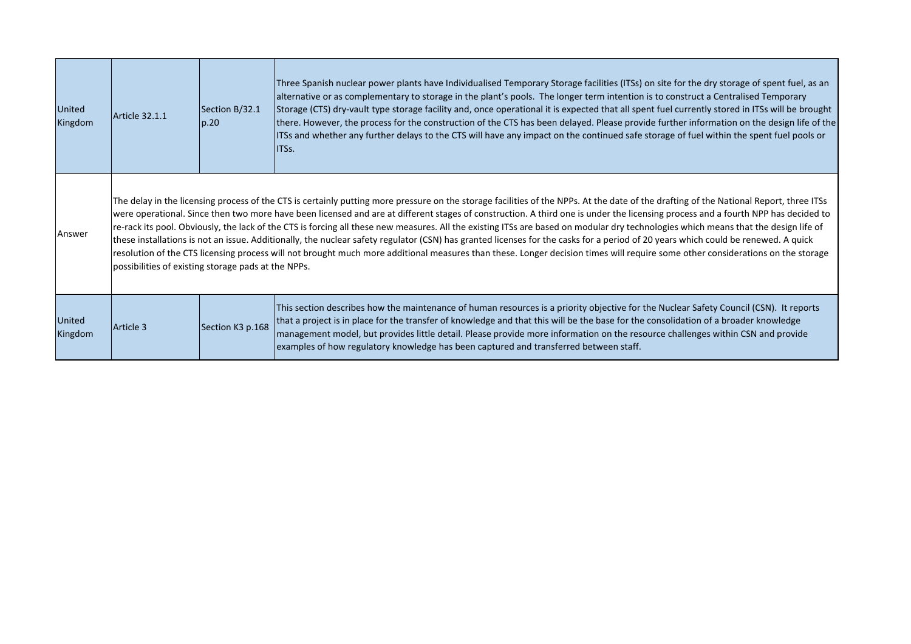| United Kingdom | Article 32.1.1 | Section B/32.1 p.20 | Three Spanish nuclear power plants have Individualised Temporary Storage facilities (ITSs) on site for the dry storage of spent fuel, as an alternative or as complementary to storage in the plant's pools. The longer term intention is to construct a Centralised Temporary Storage (CTS) dry-vault type storage facility and, once operational it is expected that all spent fuel currently stored in ITSs will be brought there. However, the process for the construction of the CTS has been delayed. Please provide further information on the design life of the ITSs and whether any further delays to the CTS will have any impact on the continued safe storage of fuel within the spent fuel pools or ITSs. |
|---|---|---|---|
| Answer | The delay in the licensing process of the CTS is certainly putting more pressure on the storage facilities of the NPPs. At the date of the drafting of the National Report, three ITSs were operational. Since then two more have been licensed and are at different stages of construction. A third one is under the licensing process and a fourth NPP has decided to re-rack its pool. Obviously, the lack of the CTS is forcing all these new measures. All the existing ITSs are based on modular dry technologies which means that the design life of these installations is not an issue. Additionally, the nuclear safety regulator (CSN) has granted licenses for the casks for a period of 20 years which could be renewed. A quick resolution of the CTS licensing process will not brought much more additional measures than these. Longer decision times will require some other considerations on the storage possibilities of existing storage pads at the NPPs. | | |
| United Kingdom | Article 3 | Section K3 p.168 | This section describes how the maintenance of human resources is a priority objective for the Nuclear Safety Council (CSN). It reports that a project is in place for the transfer of knowledge and that this will be the base for the consolidation of a broader knowledge management model, but provides little detail. Please provide more information on the resource challenges within CSN and provide examples of how regulatory knowledge has been captured and transferred between staff. |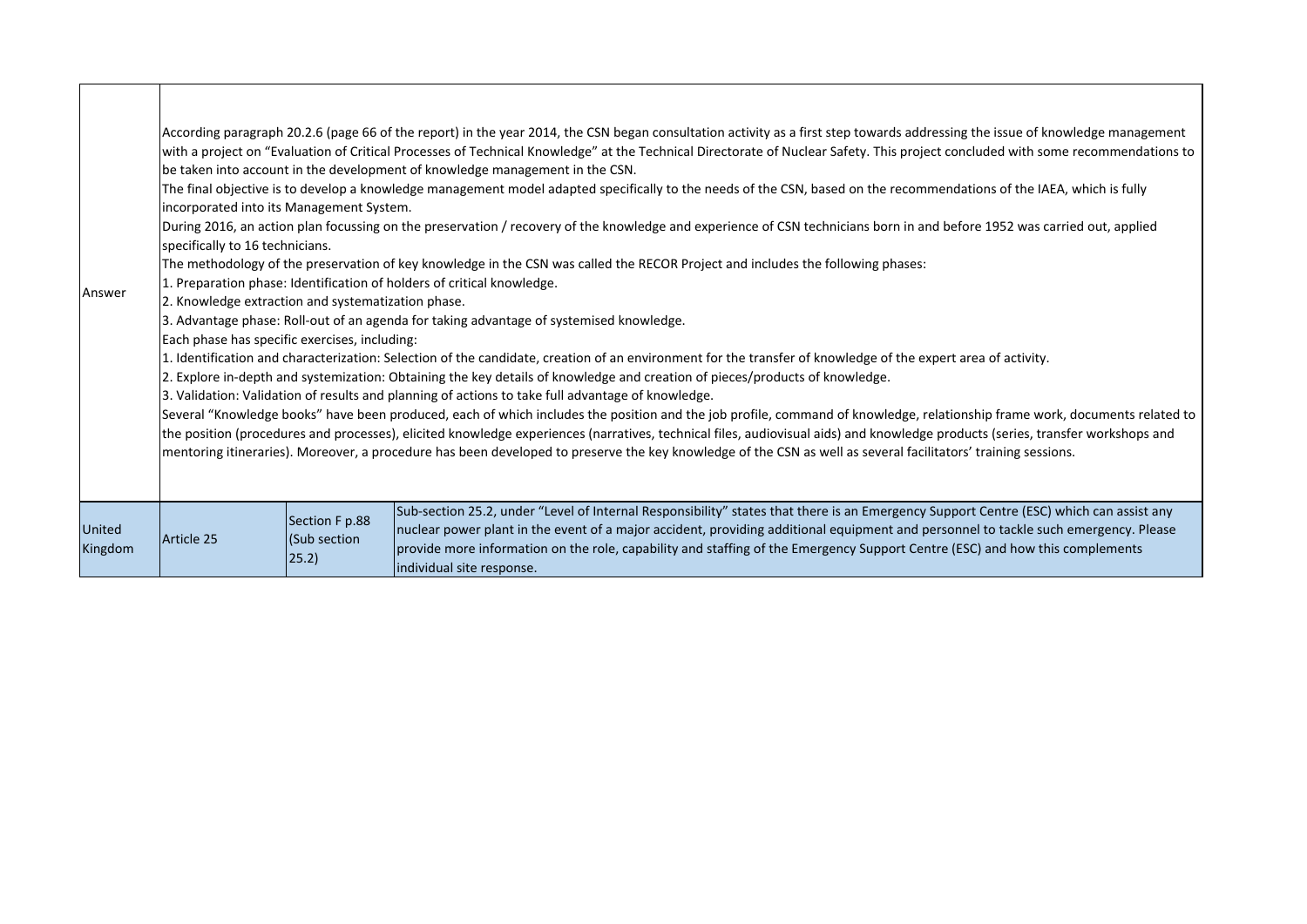| | | | |
|---|---|---|---|
| Answer | According paragraph 20.2.6 (page 66 of the report) in the year 2014, the CSN began consultation activity as a first step towards addressing the issue of knowledge management with a project on "Evaluation of Critical Processes of Technical Knowledge" at the Technical Directorate of Nuclear Safety. This project concluded with some recommendations to be taken into account in the development of knowledge management in the CSN.<br>The final objective is to develop a knowledge management model adapted specifically to the needs of the CSN, based on the recommendations of the IAEA, which is fully incorporated into its Management System.<br>During 2016, an action plan focussing on the preservation / recovery of the knowledge and experience of CSN technicians born in and before 1952 was carried out, applied specifically to 16 technicians.<br>The methodology of the preservation of key knowledge in the CSN was called the RECOR Project and includes the following phases:<br>1. Preparation phase: Identification of holders of critical knowledge.<br>2. Knowledge extraction and systematization phase.<br>3. Advantage phase: Roll-out of an agenda for taking advantage of systemised knowledge.<br>Each phase has specific exercises, including:<br>1. Identification and characterization: Selection of the candidate, creation of an environment for the transfer of knowledge of the expert area of activity.<br>2. Explore in-depth and systemization: Obtaining the key details of knowledge and creation of pieces/products of knowledge.<br>3. Validation: Validation of results and planning of actions to take full advantage of knowledge.<br>Several "Knowledge books" have been produced, each of which includes the position and the job profile, command of knowledge, relationship frame work, documents related to the position (procedures and processes), elicited knowledge experiences (narratives, technical files, audiovisual aids) and knowledge products (series, transfer workshops and mentoring itineraries). Moreover, a procedure has been developed to preserve the key knowledge of the CSN as well as several facilitators' training sessions. | | |
| United Kingdom | Article 25 | Section F p.88 (Sub section 25.2) | Sub-section 25.2, under "Level of Internal Responsibility" states that there is an Emergency Support Centre (ESC) which can assist any nuclear power plant in the event of a major accident, providing additional equipment and personnel to tackle such emergency. Please provide more information on the role, capability and staffing of the Emergency Support Centre (ESC) and how this complements individual site response. |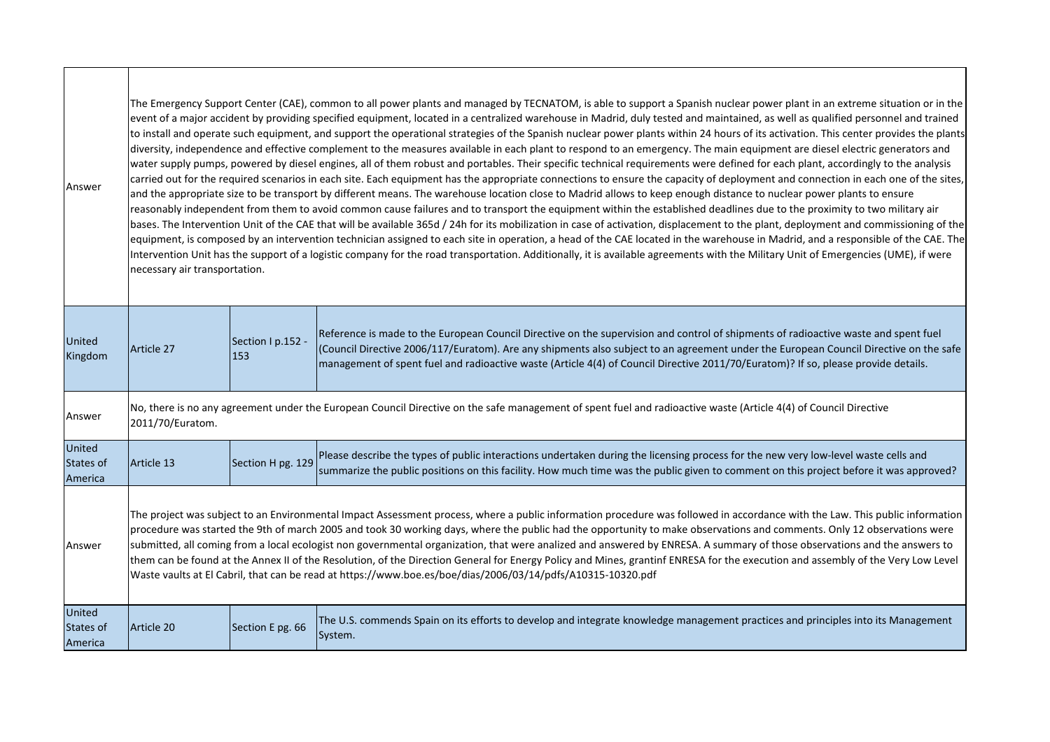| | | | |
|---|---|---|---|
| Answer | The Emergency Support Center (CAE), common to all power plants and managed by TECNATOM, is able to support a Spanish nuclear power plant in an extreme situation or in the event of a major accident by providing specified equipment, located in a centralized warehouse in Madrid, duly tested and maintained, as well as qualified personnel and trained to install and operate such equipment, and support the operational strategies of the Spanish nuclear power plants within 24 hours of its activation. This center provides the plants diversity, independence and effective complement to the measures available in each plant to respond to an emergency. The main equipment are diesel electric generators and water supply pumps, powered by diesel engines, all of them robust and portables. Their specific technical requirements were defined for each plant, accordingly to the analysis carried out for the required scenarios in each site. Each equipment has the appropriate connections to ensure the capacity of deployment and connection in each one of the sites, and the appropriate size to be transport by different means. The warehouse location close to Madrid allows to keep enough distance to nuclear power plants to ensure reasonably independent from them to avoid common cause failures and to transport the equipment within the established deadlines due to the proximity to two military air bases. The Intervention Unit of the CAE that will be available 365d / 24h for its mobilization in case of activation, displacement to the plant, deployment and commissioning of the equipment, is composed by an intervention technician assigned to each site in operation, a head of the CAE located in the warehouse in Madrid, and a responsible of the CAE. The Intervention Unit has the support of a logistic company for the road transportation. Additionally, it is available agreements with the Military Unit of Emergencies (UME), if were necessary air transportation. | | |
| United Kingdom | Article 27 | Section I p.152 - 153 | Reference is made to the European Council Directive on the supervision and control of shipments of radioactive waste and spent fuel (Council Directive 2006/117/Euratom). Are any shipments also subject to an agreement under the European Council Directive on the safe management of spent fuel and radioactive waste (Article 4(4) of Council Directive 2011/70/Euratom)? If so, please provide details. |
| Answer | No, there is no any agreement under the European Council Directive on the safe management of spent fuel and radioactive waste (Article 4(4) of Council Directive 2011/70/Euratom. | | |
| United States of America | Article 13 | Section H pg. 129 | Please describe the types of public interactions undertaken during the licensing process for the new very low-level waste cells and summarize the public positions on this facility. How much time was the public given to comment on this project before it was approved? |
| Answer | The project was subject to an Environmental Impact Assessment process, where a public information procedure was followed in accordance with the Law. This public information procedure was started the 9th of march 2005 and took 30 working days, where the public had the opportunity to make observations and comments. Only 12 observations were submitted, all coming from a local ecologist non governmental organization, that were analized and answered by ENRESA. A summary of those observations and the answers to them can be found at the Annex II of the Resolution, of the Direction General for Energy Policy and Mines, grantinf ENRESA for the execution and assembly of the Very Low Level Waste vaults at El Cabril, that can be read at https://www.boe.es/boe/dias/2006/03/14/pdfs/A10315-10320.pdf | | |
| United States of America | Article 20 | Section E pg. 66 | The U.S. commends Spain on its efforts to develop and integrate knowledge management practices and principles into its Management System. |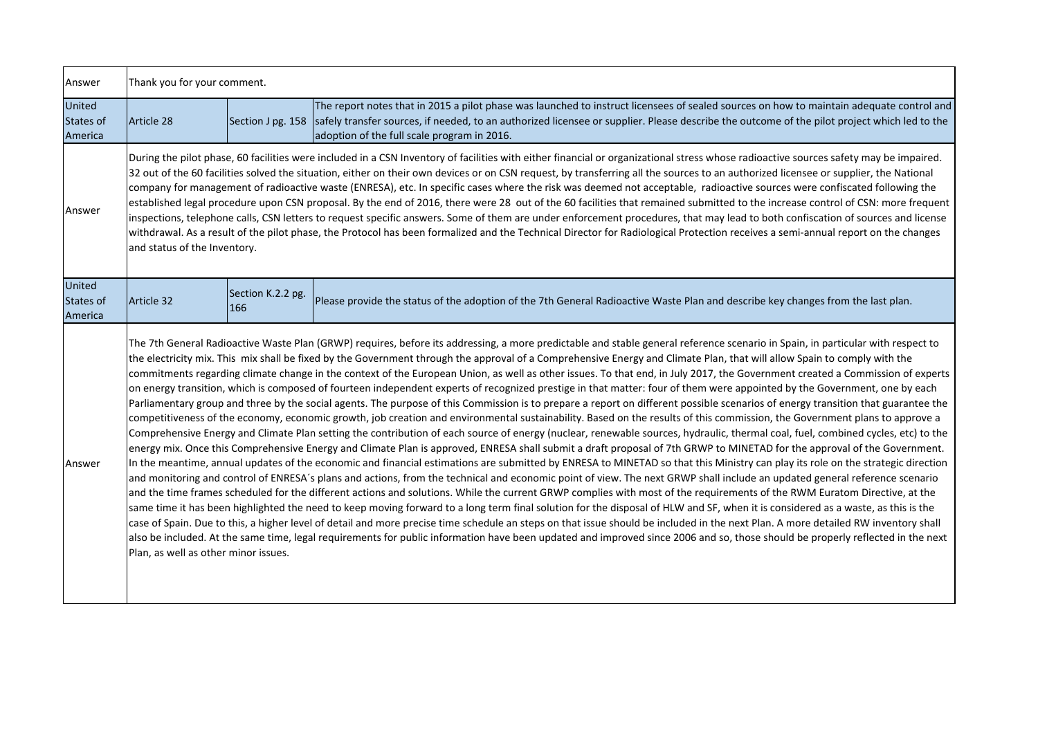| | | | |
|---|---|---|---|
| Answer | Thank you for your comment. | | |
| United States of America | Article 28 | Section J pg. 158 | The report notes that in 2015 a pilot phase was launched to instruct licensees of sealed sources on how to maintain adequate control and safely transfer sources, if needed, to an authorized licensee or supplier. Please describe the outcome of the pilot project which led to the adoption of the full scale program in 2016. |
| Answer | During the pilot phase, 60 facilities were included in a CSN Inventory of facilities with either financial or organizational stress whose radioactive sources safety may be impaired. 32 out of the 60 facilities solved the situation, either on their own devices or on CSN request, by transferring all the sources to an authorized licensee or supplier, the National company for management of radioactive waste (ENRESA), etc. In specific cases where the risk was deemed not acceptable, radioactive sources were confiscated following the established legal procedure upon CSN proposal. By the end of 2016, there were 28 out of the 60 facilities that remained submitted to the increase control of CSN: more frequent inspections, telephone calls, CSN letters to request specific answers. Some of them are under enforcement procedures, that may lead to both confiscation of sources and license withdrawal. As a result of the pilot phase, the Protocol has been formalized and the Technical Director for Radiological Protection receives a semi-annual report on the changes and status of the Inventory. | | |
| United States of America | Article 32 | Section K.2.2 pg. 166 | Please provide the status of the adoption of the 7th General Radioactive Waste Plan and describe key changes from the last plan. |
| Answer | The 7th General Radioactive Waste Plan (GRWP) requires, before its addressing, a more predictable and stable general reference scenario in Spain, in particular with respect to the electricity mix. This mix shall be fixed by the Government through the approval of a Comprehensive Energy and Climate Plan, that will allow Spain to comply with the commitments regarding climate change in the context of the European Union, as well as other issues. To that end, in July 2017, the Government created a Commission of experts on energy transition, which is composed of fourteen independent experts of recognized prestige in that matter: four of them were appointed by the Government, one by each Parliamentary group and three by the social agents. The purpose of this Commission is to prepare a report on different possible scenarios of energy transition that guarantee the competitiveness of the economy, economic growth, job creation and environmental sustainability. Based on the results of this commission, the Government plans to approve a Comprehensive Energy and Climate Plan setting the contribution of each source of energy (nuclear, renewable sources, hydraulic, thermal coal, fuel, combined cycles, etc) to the energy mix. Once this Comprehensive Energy and Climate Plan is approved, ENRESA shall submit a draft proposal of 7th GRWP to MINETAD for the approval of the Government. In the meantime, annual updates of the economic and financial estimations are submitted by ENRESA to MINETAD so that this Ministry can play its role on the strategic direction and monitoring and control of ENRESA´s plans and actions, from the technical and economic point of view. The next GRWP shall include an updated general reference scenario and the time frames scheduled for the different actions and solutions. While the current GRWP complies with most of the requirements of the RWM Euratom Directive, at the same time it has been highlighted the need to keep moving forward to a long term final solution for the disposal of HLW and SF, when it is considered as a waste, as this is the case of Spain. Due to this, a higher level of detail and more precise time schedule an steps on that issue should be included in the next Plan. A more detailed RW inventory shall also be included. At the same time, legal requirements for public information have been updated and improved since 2006 and so, those should be properly reflected in the next Plan, as well as other minor issues. | | |